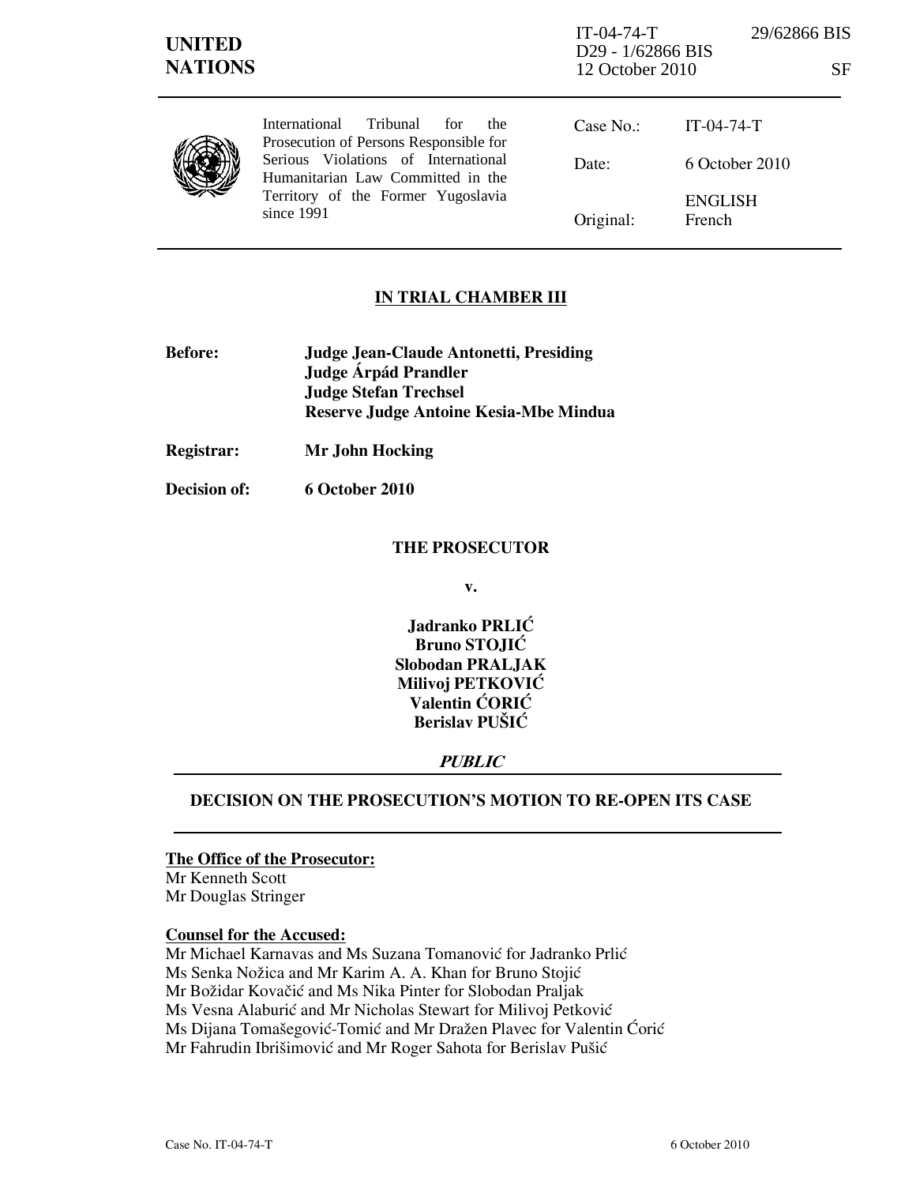**UNITED NATIONS**

IT-04-74-T 29/62866 BIS
D29 - 1/62866 BIS
12 October 2010 SF

International Tribunal for the Prosecution of Persons Responsible for Serious Violations of International Humanitarian Law Committed in the Territory of the Former Yugoslavia since 1991

| | |
|---|---|
| Case No.: | IT-04-74-T |
| Date: | 6 October 2010 |
| Original: | ENGLISH French |

## IN TRIAL CHAMBER III

**Before:** **Judge Jean-Claude Antonetti, Presiding**
**Judge Árpád Prandler**
**Judge Stefan Trechsel**
**Reserve Judge Antoine Kesia-Mbe Mindua**

**Registrar:** **Mr John Hocking**

**Decision of:** **6 October 2010**

**THE PROSECUTOR**

**v.**

**Jadranko PRLIĆ**
**Bruno STOJIĆ**
**Slobodan PRALJAK**
**Milivoj PETKOVIĆ**
**Valentin ĆORIĆ**
**Berislav PUŠIĆ**

***PUBLIC***

## DECISION ON THE PROSECUTION'S MOTION TO RE-OPEN ITS CASE

**The Office of the Prosecutor:**
Mr Kenneth Scott
Mr Douglas Stringer

**Counsel for the Accused:**
Mr Michael Karnavas and Ms Suzana Tomanović for Jadranko Prlić
Ms Senka Nožica and Mr Karim A. A. Khan for Bruno Stojić
Mr Božidar Kovačić and Ms Nika Pinter for Slobodan Praljak
Ms Vesna Alaburić and Mr Nicholas Stewart for Milivoj Petković
Ms Dijana Tomašegović-Tomić and Mr Dražen Plavec for Valentin Ćorić
Mr Fahrudin Ibrišimović and Mr Roger Sahota for Berislav Pušić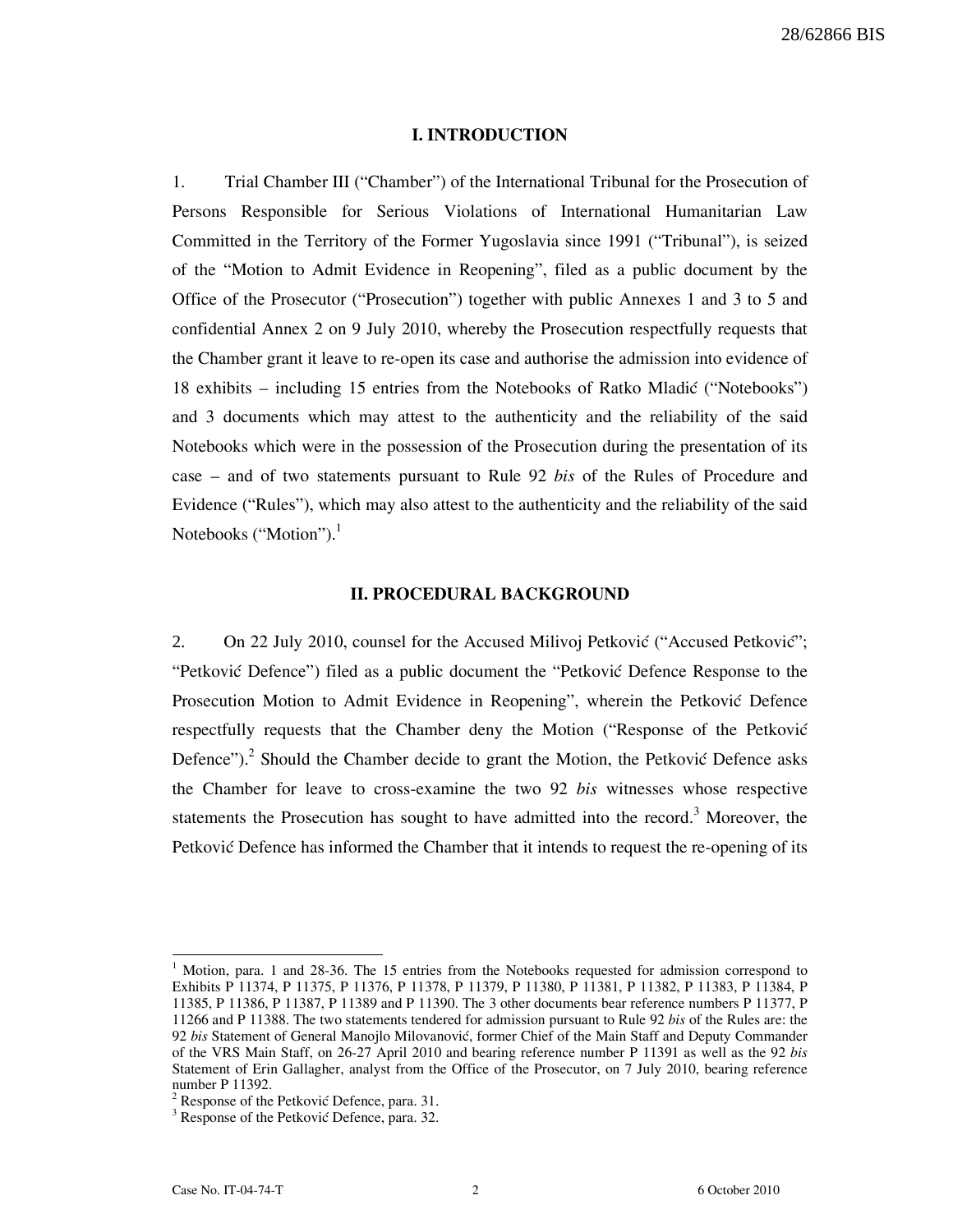## I. INTRODUCTION

1. Trial Chamber III ("Chamber") of the International Tribunal for the Prosecution of Persons Responsible for Serious Violations of International Humanitarian Law Committed in the Territory of the Former Yugoslavia since 1991 ("Tribunal"), is seized of the "Motion to Admit Evidence in Reopening", filed as a public document by the Office of the Prosecutor ("Prosecution") together with public Annexes 1 and 3 to 5 and confidential Annex 2 on 9 July 2010, whereby the Prosecution respectfully requests that the Chamber grant it leave to re-open its case and authorise the admission into evidence of 18 exhibits – including 15 entries from the Notebooks of Ratko Mladić ("Notebooks") and 3 documents which may attest to the authenticity and the reliability of the said Notebooks which were in the possession of the Prosecution during the presentation of its case – and of two statements pursuant to Rule 92 *bis* of the Rules of Procedure and Evidence ("Rules"), which may also attest to the authenticity and the reliability of the said Notebooks ("Motion").[1]

## II. PROCEDURAL BACKGROUND

2. On 22 July 2010, counsel for the Accused Milivoj Petković ("Accused Petković"; "Petković Defence") filed as a public document the "Petković Defence Response to the Prosecution Motion to Admit Evidence in Reopening", wherein the Petković Defence respectfully requests that the Chamber deny the Motion ("Response of the Petković Defence").[2] Should the Chamber decide to grant the Motion, the Petković Defence asks the Chamber for leave to cross-examine the two 92 *bis* witnesses whose respective statements the Prosecution has sought to have admitted into the record.[3] Moreover, the Petković Defence has informed the Chamber that it intends to request the re-opening of its

---

[1] Motion, para. 1 and 28-36. The 15 entries from the Notebooks requested for admission correspond to Exhibits P 11374, P 11375, P 11376, P 11378, P 11379, P 11380, P 11381, P 11382, P 11383, P 11384, P 11385, P 11386, P 11387, P 11389 and P 11390. The 3 other documents bear reference numbers P 11377, P 11266 and P 11388. The two statements tendered for admission pursuant to Rule 92 *bis* of the Rules are: the 92 *bis* Statement of General Manojlo Milovanović, former Chief of the Main Staff and Deputy Commander of the VRS Main Staff, on 26-27 April 2010 and bearing reference number P 11391 as well as the 92 *bis* Statement of Erin Gallagher, analyst from the Office of the Prosecutor, on 7 July 2010, bearing reference number P 11392.

[2] Response of the Petković Defence, para. 31.

[3] Response of the Petković Defence, para. 32.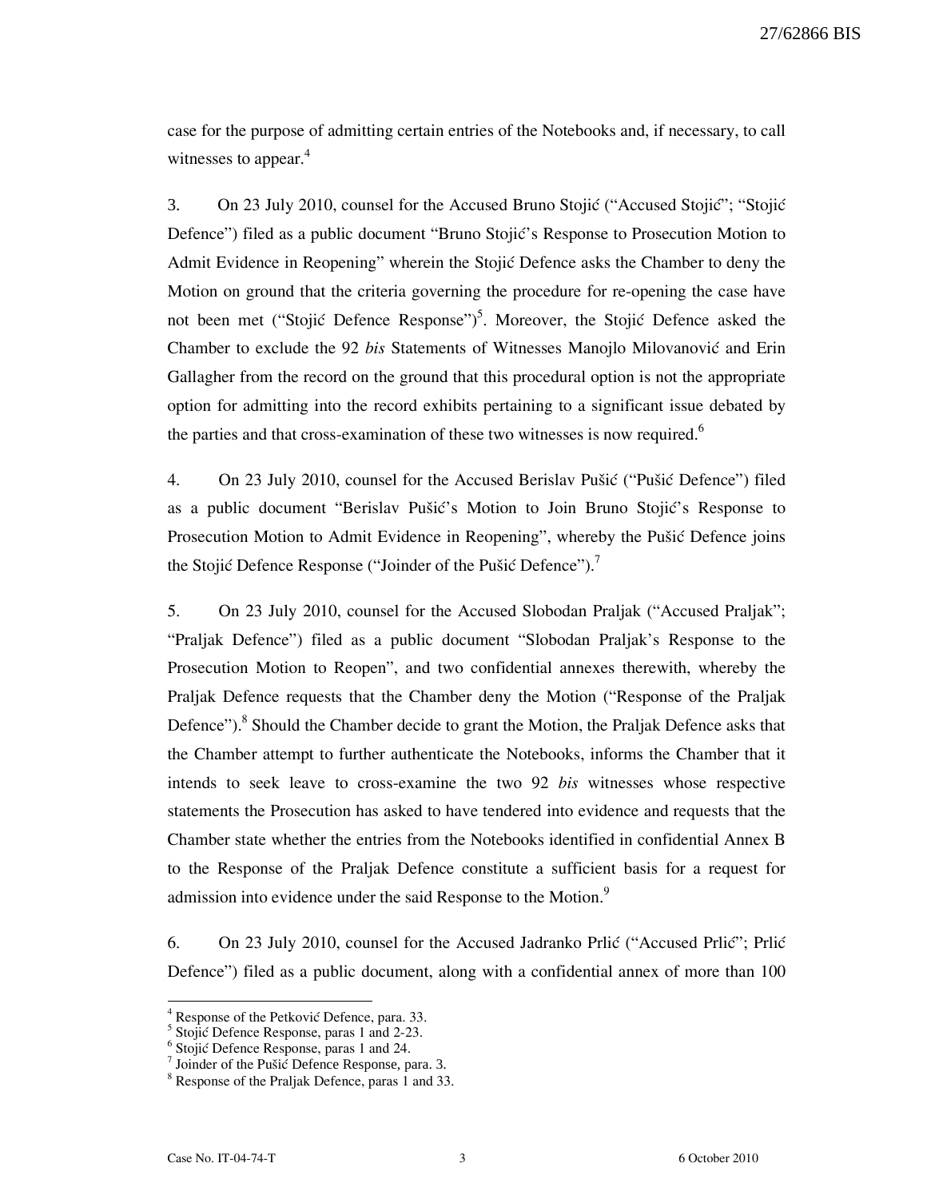case for the purpose of admitting certain entries of the Notebooks and, if necessary, to call witnesses to appear.[4]

3. On 23 July 2010, counsel for the Accused Bruno Stojić ("Accused Stojić"; "Stojić Defence") filed as a public document "Bruno Stojić's Response to Prosecution Motion to Admit Evidence in Reopening" wherein the Stojić Defence asks the Chamber to deny the Motion on ground that the criteria governing the procedure for re-opening the case have not been met ("Stojić Defence Response")[5]. Moreover, the Stojić Defence asked the Chamber to exclude the 92 *bis* Statements of Witnesses Manojlo Milovanović and Erin Gallagher from the record on the ground that this procedural option is not the appropriate option for admitting into the record exhibits pertaining to a significant issue debated by the parties and that cross-examination of these two witnesses is now required.[6]

4. On 23 July 2010, counsel for the Accused Berislav Pušić ("Pušić Defence") filed as a public document "Berislav Pušić's Motion to Join Bruno Stojić's Response to Prosecution Motion to Admit Evidence in Reopening", whereby the Pušić Defence joins the Stojić Defence Response ("Joinder of the Pušić Defence").[7]

5. On 23 July 2010, counsel for the Accused Slobodan Praljak ("Accused Praljak"; "Praljak Defence") filed as a public document "Slobodan Praljak's Response to the Prosecution Motion to Reopen", and two confidential annexes therewith, whereby the Praljak Defence requests that the Chamber deny the Motion ("Response of the Praljak Defence").[8] Should the Chamber decide to grant the Motion, the Praljak Defence asks that the Chamber attempt to further authenticate the Notebooks, informs the Chamber that it intends to seek leave to cross-examine the two 92 *bis* witnesses whose respective statements the Prosecution has asked to have tendered into evidence and requests that the Chamber state whether the entries from the Notebooks identified in confidential Annex B to the Response of the Praljak Defence constitute a sufficient basis for a request for admission into evidence under the said Response to the Motion.[9]

6. On 23 July 2010, counsel for the Accused Jadranko Prlić ("Accused Prlić"; Prlić Defence") filed as a public document, along with a confidential annex of more than 100

---

[4] Response of the Petković Defence, para. 33.
[5] Stojić Defence Response, paras 1 and 2-23.
[6] Stojić Defence Response, paras 1 and 24.
[7] Joinder of the Pušić Defence Response, para. 3.
[8] Response of the Praljak Defence, paras 1 and 33.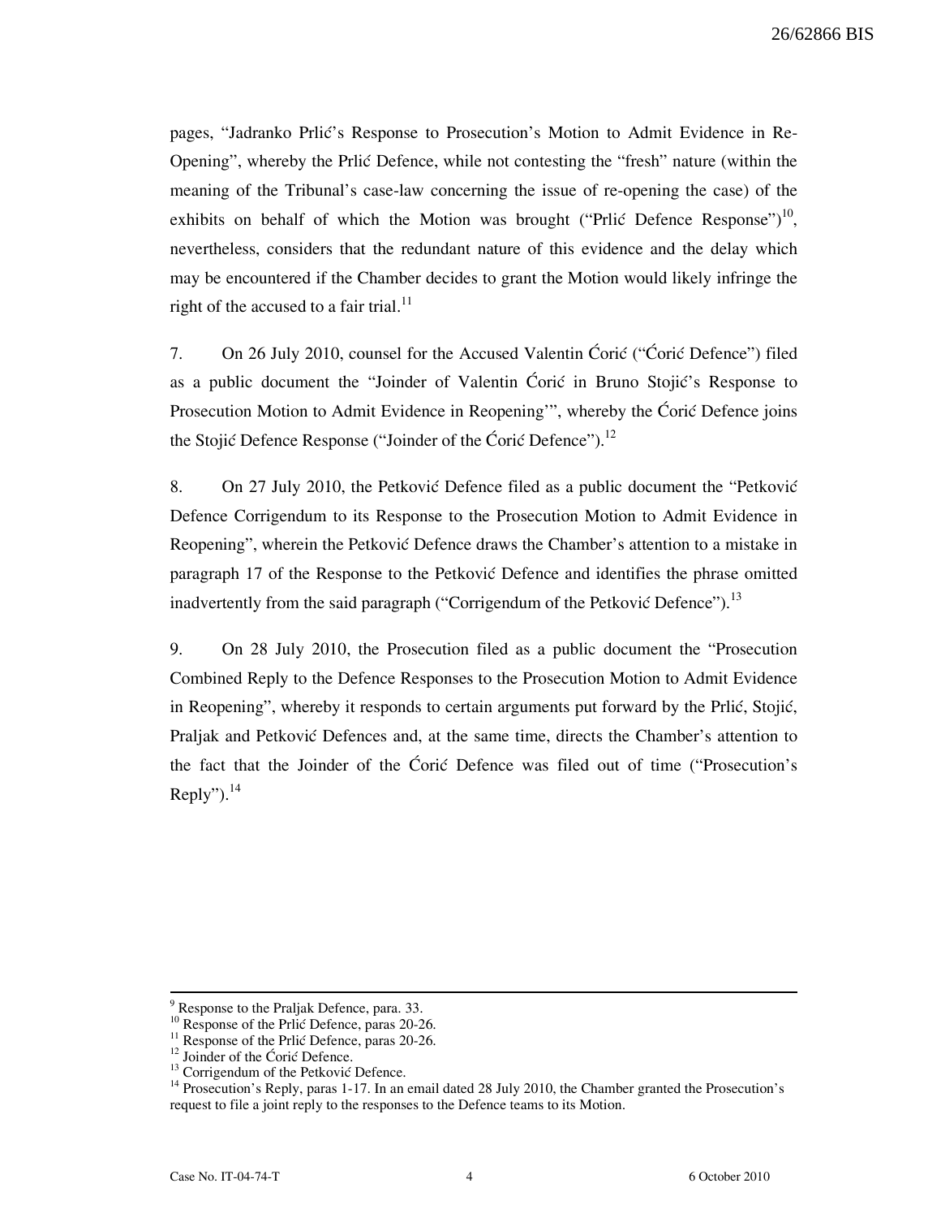pages, "Jadranko Prlić's Response to Prosecution's Motion to Admit Evidence in Re-Opening", whereby the Prlić Defence, while not contesting the "fresh" nature (within the meaning of the Tribunal's case-law concerning the issue of re-opening the case) of the exhibits on behalf of which the Motion was brought ("Prlić Defence Response")[10], nevertheless, considers that the redundant nature of this evidence and the delay which may be encountered if the Chamber decides to grant the Motion would likely infringe the right of the accused to a fair trial.[11]

7. On 26 July 2010, counsel for the Accused Valentin Ćorić ("Ćorić Defence") filed as a public document the "Joinder of Valentin Ćorić in Bruno Stojić's Response to Prosecution Motion to Admit Evidence in Reopening'", whereby the Ćorić Defence joins the Stojić Defence Response ("Joinder of the Ćorić Defence").[12]

8. On 27 July 2010, the Petković Defence filed as a public document the "Petković Defence Corrigendum to its Response to the Prosecution Motion to Admit Evidence in Reopening", wherein the Petković Defence draws the Chamber's attention to a mistake in paragraph 17 of the Response to the Petković Defence and identifies the phrase omitted inadvertently from the said paragraph ("Corrigendum of the Petković Defence").[13]

9. On 28 July 2010, the Prosecution filed as a public document the "Prosecution Combined Reply to the Defence Responses to the Prosecution Motion to Admit Evidence in Reopening", whereby it responds to certain arguments put forward by the Prlić, Stojić, Praljak and Petković Defences and, at the same time, directs the Chamber's attention to the fact that the Joinder of the Ćorić Defence was filed out of time ("Prosecution's Reply").[14]

---

[9] Response to the Praljak Defence, para. 33.
[10] Response of the Prlić Defence, paras 20-26.
[11] Response of the Prlić Defence, paras 20-26.
[12] Joinder of the Ćorić Defence.
[13] Corrigendum of the Petković Defence.
[14] Prosecution's Reply, paras 1-17. In an email dated 28 July 2010, the Chamber granted the Prosecution's request to file a joint reply to the responses to the Defence teams to its Motion.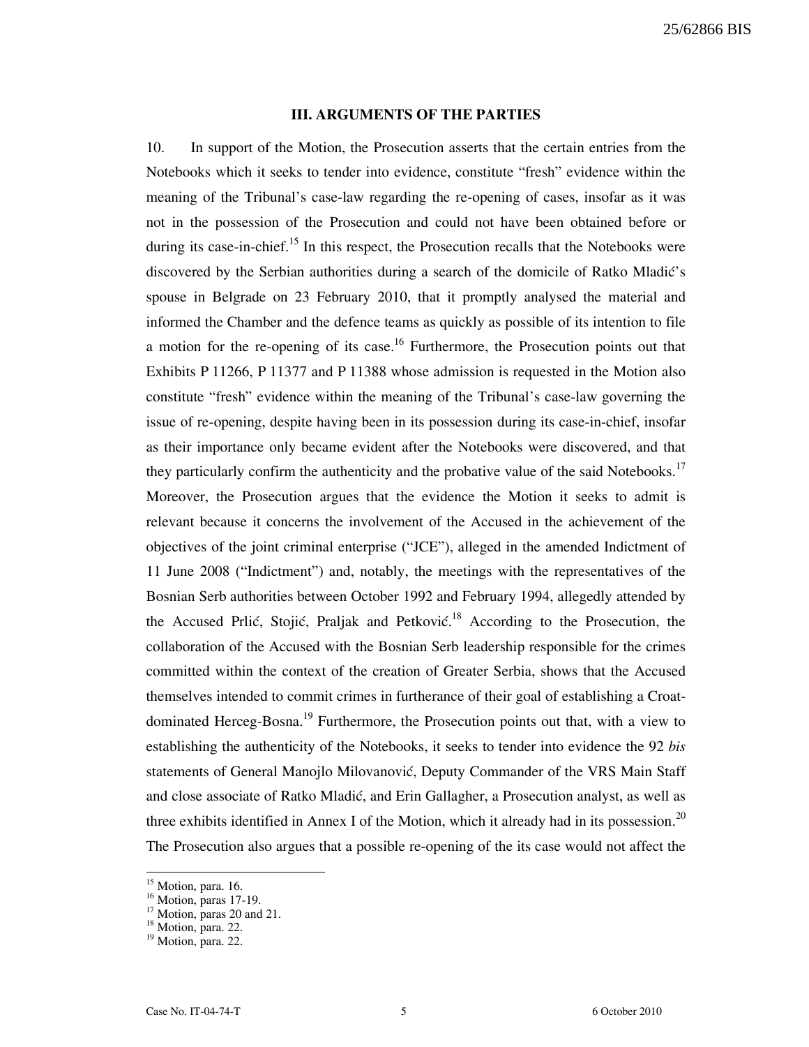## III. ARGUMENTS OF THE PARTIES

10. In support of the Motion, the Prosecution asserts that the certain entries from the Notebooks which it seeks to tender into evidence, constitute "fresh" evidence within the meaning of the Tribunal's case-law regarding the re-opening of cases, insofar as it was not in the possession of the Prosecution and could not have been obtained before or during its case-in-chief.[15] In this respect, the Prosecution recalls that the Notebooks were discovered by the Serbian authorities during a search of the domicile of Ratko Mladić's spouse in Belgrade on 23 February 2010, that it promptly analysed the material and informed the Chamber and the defence teams as quickly as possible of its intention to file a motion for the re-opening of its case.[16] Furthermore, the Prosecution points out that Exhibits P 11266, P 11377 and P 11388 whose admission is requested in the Motion also constitute "fresh" evidence within the meaning of the Tribunal's case-law governing the issue of re-opening, despite having been in its possession during its case-in-chief, insofar as their importance only became evident after the Notebooks were discovered, and that they particularly confirm the authenticity and the probative value of the said Notebooks.[17] Moreover, the Prosecution argues that the evidence the Motion it seeks to admit is relevant because it concerns the involvement of the Accused in the achievement of the objectives of the joint criminal enterprise ("JCE"), alleged in the amended Indictment of 11 June 2008 ("Indictment") and, notably, the meetings with the representatives of the Bosnian Serb authorities between October 1992 and February 1994, allegedly attended by the Accused Prlić, Stojić, Praljak and Petković.[18] According to the Prosecution, the collaboration of the Accused with the Bosnian Serb leadership responsible for the crimes committed within the context of the creation of Greater Serbia, shows that the Accused themselves intended to commit crimes in furtherance of their goal of establishing a Croat-dominated Herceg-Bosna.[19] Furthermore, the Prosecution points out that, with a view to establishing the authenticity of the Notebooks, it seeks to tender into evidence the 92 *bis* statements of General Manojlo Milovanović, Deputy Commander of the VRS Main Staff and close associate of Ratko Mladić, and Erin Gallagher, a Prosecution analyst, as well as three exhibits identified in Annex I of the Motion, which it already had in its possession.[20] The Prosecution also argues that a possible re-opening of the its case would not affect the

---

[15] Motion, para. 16.
[16] Motion, paras 17-19.
[17] Motion, paras 20 and 21.
[18] Motion, para. 22.
[19] Motion, para. 22.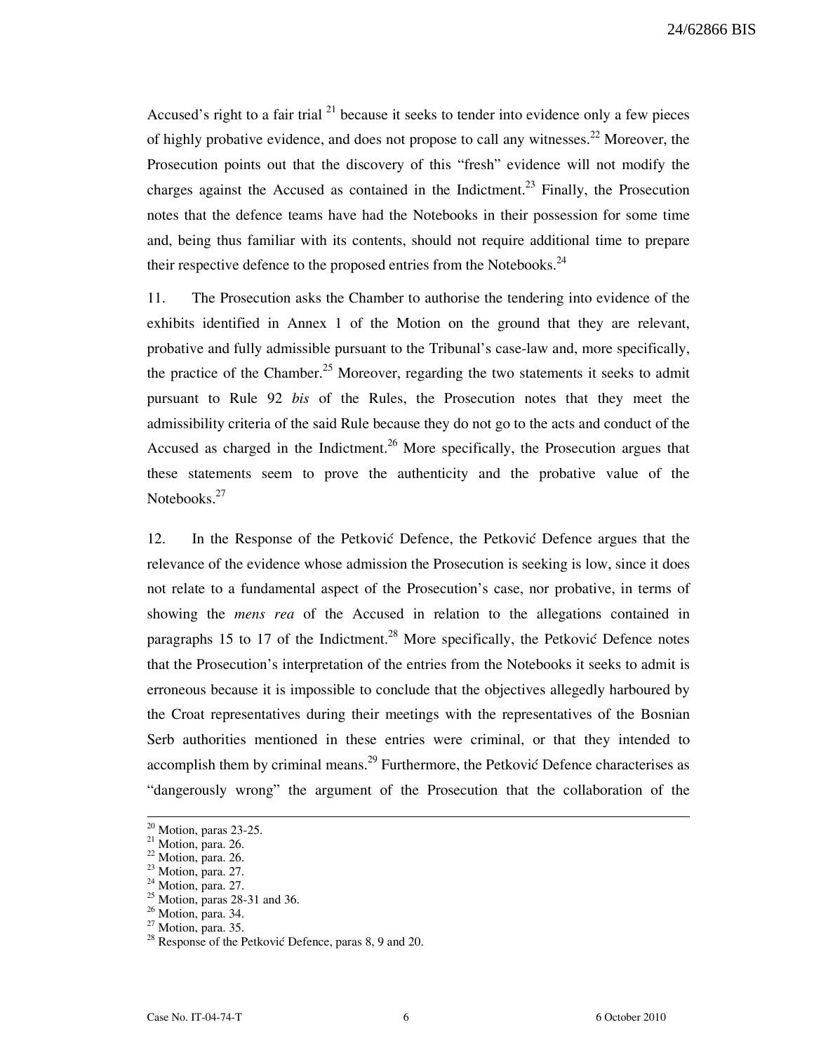Accused's right to a fair trial [21] because it seeks to tender into evidence only a few pieces of highly probative evidence, and does not propose to call any witnesses.[22] Moreover, the Prosecution points out that the discovery of this "fresh" evidence will not modify the charges against the Accused as contained in the Indictment.[23] Finally, the Prosecution notes that the defence teams have had the Notebooks in their possession for some time and, being thus familiar with its contents, should not require additional time to prepare their respective defence to the proposed entries from the Notebooks.[24]

11. The Prosecution asks the Chamber to authorise the tendering into evidence of the exhibits identified in Annex 1 of the Motion on the ground that they are relevant, probative and fully admissible pursuant to the Tribunal's case-law and, more specifically, the practice of the Chamber.[25] Moreover, regarding the two statements it seeks to admit pursuant to Rule 92 *bis* of the Rules, the Prosecution notes that they meet the admissibility criteria of the said Rule because they do not go to the acts and conduct of the Accused as charged in the Indictment.[26] More specifically, the Prosecution argues that these statements seem to prove the authenticity and the probative value of the Notebooks.[27]

12. In the Response of the Petković Defence, the Petković Defence argues that the relevance of the evidence whose admission the Prosecution is seeking is low, since it does not relate to a fundamental aspect of the Prosecution's case, nor probative, in terms of showing the *mens rea* of the Accused in relation to the allegations contained in paragraphs 15 to 17 of the Indictment.[28] More specifically, the Petković Defence notes that the Prosecution's interpretation of the entries from the Notebooks it seeks to admit is erroneous because it is impossible to conclude that the objectives allegedly harboured by the Croat representatives during their meetings with the representatives of the Bosnian Serb authorities mentioned in these entries were criminal, or that they intended to accomplish them by criminal means.[29] Furthermore, the Petković Defence characterises as "dangerously wrong" the argument of the Prosecution that the collaboration of the

---

[20] Motion, paras 23-25.
[21] Motion, para. 26.
[22] Motion, para. 26.
[23] Motion, para. 27.
[24] Motion, para. 27.
[25] Motion, paras 28-31 and 36.
[26] Motion, para. 34.
[27] Motion, para. 35.
[28] Response of the Petković Defence, paras 8, 9 and 20.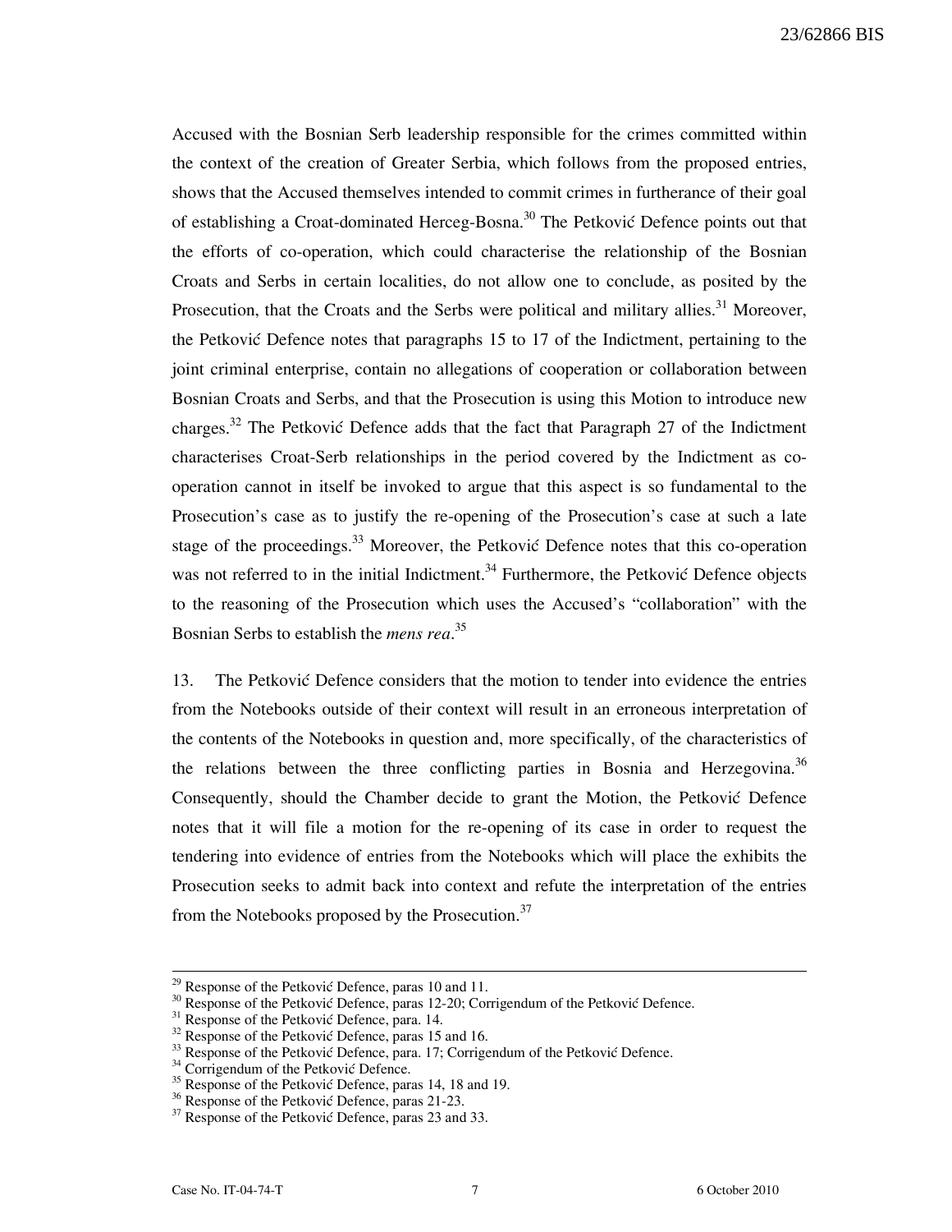Accused with the Bosnian Serb leadership responsible for the crimes committed within the context of the creation of Greater Serbia, which follows from the proposed entries, shows that the Accused themselves intended to commit crimes in furtherance of their goal of establishing a Croat-dominated Herceg-Bosna.[30] The Petković Defence points out that the efforts of co-operation, which could characterise the relationship of the Bosnian Croats and Serbs in certain localities, do not allow one to conclude, as posited by the Prosecution, that the Croats and the Serbs were political and military allies.[31] Moreover, the Petković Defence notes that paragraphs 15 to 17 of the Indictment, pertaining to the joint criminal enterprise, contain no allegations of cooperation or collaboration between Bosnian Croats and Serbs, and that the Prosecution is using this Motion to introduce new charges.[32] The Petković Defence adds that the fact that Paragraph 27 of the Indictment characterises Croat-Serb relationships in the period covered by the Indictment as co-operation cannot in itself be invoked to argue that this aspect is so fundamental to the Prosecution's case as to justify the re-opening of the Prosecution's case at such a late stage of the proceedings.[33] Moreover, the Petković Defence notes that this co-operation was not referred to in the initial Indictment.[34] Furthermore, the Petković Defence objects to the reasoning of the Prosecution which uses the Accused's "collaboration" with the Bosnian Serbs to establish the *mens rea*.[35]

13. The Petković Defence considers that the motion to tender into evidence the entries from the Notebooks outside of their context will result in an erroneous interpretation of the contents of the Notebooks in question and, more specifically, of the characteristics of the relations between the three conflicting parties in Bosnia and Herzegovina.[36] Consequently, should the Chamber decide to grant the Motion, the Petković Defence notes that it will file a motion for the re-opening of its case in order to request the tendering into evidence of entries from the Notebooks which will place the exhibits the Prosecution seeks to admit back into context and refute the interpretation of the entries from the Notebooks proposed by the Prosecution.[37]

---

[29] Response of the Petković Defence, paras 10 and 11.
[30] Response of the Petković Defence, paras 12-20; Corrigendum of the Petković Defence.
[31] Response of the Petković Defence, para. 14.
[32] Response of the Petković Defence, paras 15 and 16.
[33] Response of the Petković Defence, para. 17; Corrigendum of the Petković Defence.
[34] Corrigendum of the Petković Defence.
[35] Response of the Petković Defence, paras 14, 18 and 19.
[36] Response of the Petković Defence, paras 21-23.
[37] Response of the Petković Defence, paras 23 and 33.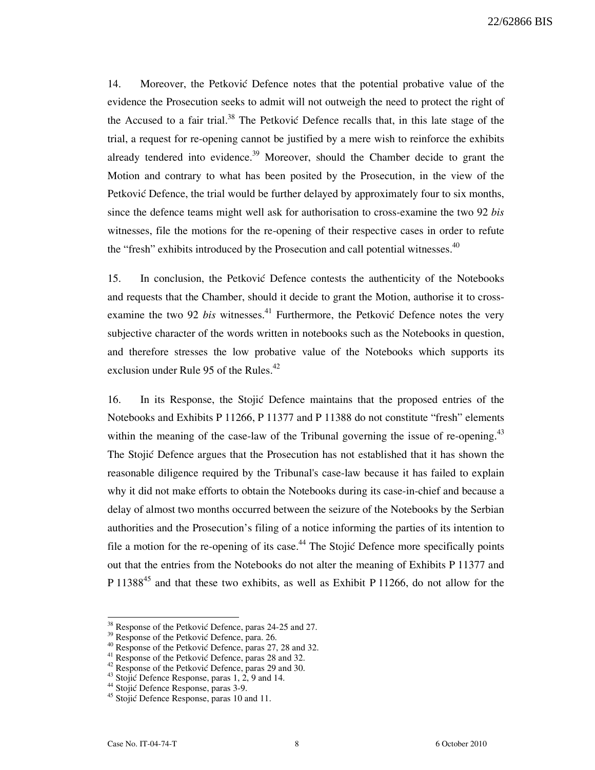14. Moreover, the Petković Defence notes that the potential probative value of the evidence the Prosecution seeks to admit will not outweigh the need to protect the right of the Accused to a fair trial.[38] The Petković Defence recalls that, in this late stage of the trial, a request for re-opening cannot be justified by a mere wish to reinforce the exhibits already tendered into evidence.[39] Moreover, should the Chamber decide to grant the Motion and contrary to what has been posited by the Prosecution, in the view of the Petković Defence, the trial would be further delayed by approximately four to six months, since the defence teams might well ask for authorisation to cross-examine the two 92 *bis* witnesses, file the motions for the re-opening of their respective cases in order to refute the "fresh" exhibits introduced by the Prosecution and call potential witnesses.[40]

15. In conclusion, the Petković Defence contests the authenticity of the Notebooks and requests that the Chamber, should it decide to grant the Motion, authorise it to cross-examine the two 92 *bis* witnesses.[41] Furthermore, the Petković Defence notes the very subjective character of the words written in notebooks such as the Notebooks in question, and therefore stresses the low probative value of the Notebooks which supports its exclusion under Rule 95 of the Rules.[42]

16. In its Response, the Stojić Defence maintains that the proposed entries of the Notebooks and Exhibits P 11266, P 11377 and P 11388 do not constitute "fresh" elements within the meaning of the case-law of the Tribunal governing the issue of re-opening.[43] The Stojić Defence argues that the Prosecution has not established that it has shown the reasonable diligence required by the Tribunal's case-law because it has failed to explain why it did not make efforts to obtain the Notebooks during its case-in-chief and because a delay of almost two months occurred between the seizure of the Notebooks by the Serbian authorities and the Prosecution's filing of a notice informing the parties of its intention to file a motion for the re-opening of its case.[44] The Stojić Defence more specifically points out that the entries from the Notebooks do not alter the meaning of Exhibits P 11377 and P 11388[45] and that these two exhibits, as well as Exhibit P 11266, do not allow for the

---

[38] Response of the Petković Defence, paras 24-25 and 27.
[39] Response of the Petković Defence, para. 26.
[40] Response of the Petković Defence, paras 27, 28 and 32.
[41] Response of the Petković Defence, paras 28 and 32.
[42] Response of the Petković Defence, paras 29 and 30.
[43] Stojić Defence Response, paras 1, 2, 9 and 14.
[44] Stojić Defence Response, paras 3-9.
[45] Stojić Defence Response, paras 10 and 11.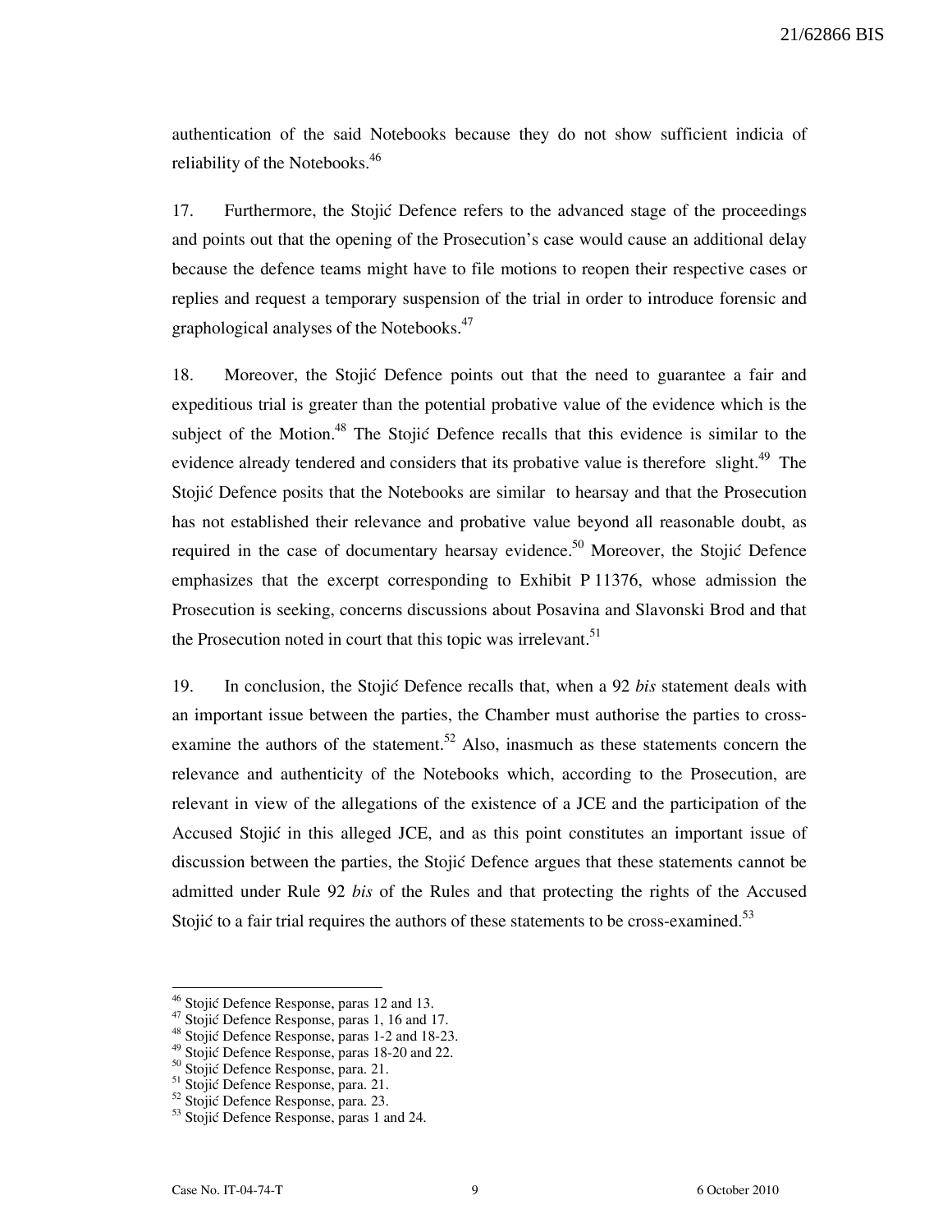authentication of the said Notebooks because they do not show sufficient indicia of reliability of the Notebooks.[46]

17. Furthermore, the Stojić Defence refers to the advanced stage of the proceedings and points out that the opening of the Prosecution's case would cause an additional delay because the defence teams might have to file motions to reopen their respective cases or replies and request a temporary suspension of the trial in order to introduce forensic and graphological analyses of the Notebooks.[47]

18. Moreover, the Stojić Defence points out that the need to guarantee a fair and expeditious trial is greater than the potential probative value of the evidence which is the subject of the Motion.[48] The Stojić Defence recalls that this evidence is similar to the evidence already tendered and considers that its probative value is therefore slight.[49] The Stojić Defence posits that the Notebooks are similar to hearsay and that the Prosecution has not established their relevance and probative value beyond all reasonable doubt, as required in the case of documentary hearsay evidence.[50] Moreover, the Stojić Defence emphasizes that the excerpt corresponding to Exhibit P 11376, whose admission the Prosecution is seeking, concerns discussions about Posavina and Slavonski Brod and that the Prosecution noted in court that this topic was irrelevant.[51]

19. In conclusion, the Stojić Defence recalls that, when a 92 *bis* statement deals with an important issue between the parties, the Chamber must authorise the parties to cross-examine the authors of the statement.[52] Also, inasmuch as these statements concern the relevance and authenticity of the Notebooks which, according to the Prosecution, are relevant in view of the allegations of the existence of a JCE and the participation of the Accused Stojić in this alleged JCE, and as this point constitutes an important issue of discussion between the parties, the Stojić Defence argues that these statements cannot be admitted under Rule 92 *bis* of the Rules and that protecting the rights of the Accused Stojić to a fair trial requires the authors of these statements to be cross-examined.[53]

---

[46] Stojić Defence Response, paras 12 and 13.
[47] Stojić Defence Response, paras 1, 16 and 17.
[48] Stojić Defence Response, paras 1-2 and 18-23.
[49] Stojić Defence Response, paras 18-20 and 22.
[50] Stojić Defence Response, para. 21.
[51] Stojić Defence Response, para. 21.
[52] Stojić Defence Response, para. 23.
[53] Stojić Defence Response, paras 1 and 24.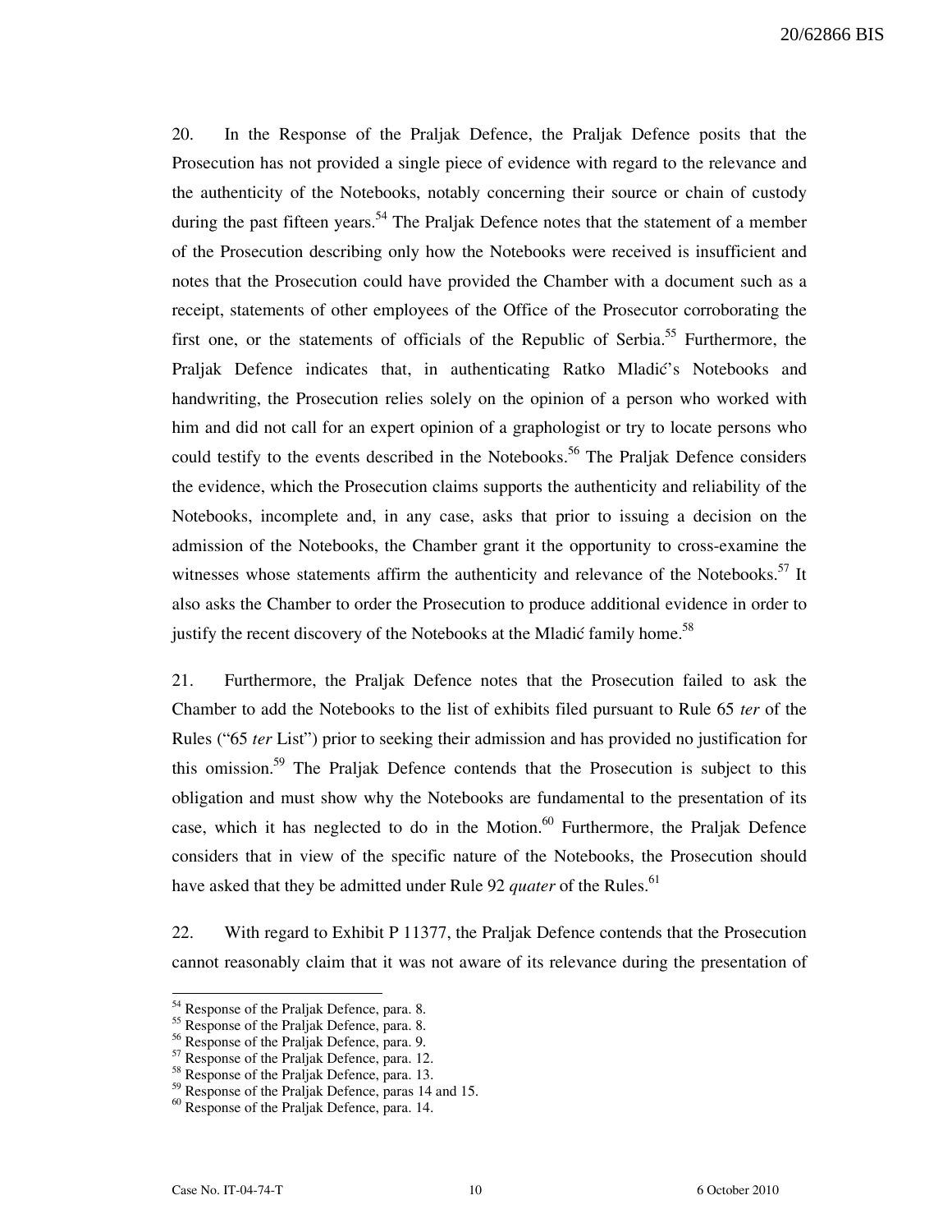20. In the Response of the Praljak Defence, the Praljak Defence posits that the Prosecution has not provided a single piece of evidence with regard to the relevance and the authenticity of the Notebooks, notably concerning their source or chain of custody during the past fifteen years.[54] The Praljak Defence notes that the statement of a member of the Prosecution describing only how the Notebooks were received is insufficient and notes that the Prosecution could have provided the Chamber with a document such as a receipt, statements of other employees of the Office of the Prosecutor corroborating the first one, or the statements of officials of the Republic of Serbia.[55] Furthermore, the Praljak Defence indicates that, in authenticating Ratko Mladić's Notebooks and handwriting, the Prosecution relies solely on the opinion of a person who worked with him and did not call for an expert opinion of a graphologist or try to locate persons who could testify to the events described in the Notebooks.[56] The Praljak Defence considers the evidence, which the Prosecution claims supports the authenticity and reliability of the Notebooks, incomplete and, in any case, asks that prior to issuing a decision on the admission of the Notebooks, the Chamber grant it the opportunity to cross-examine the witnesses whose statements affirm the authenticity and relevance of the Notebooks.[57] It also asks the Chamber to order the Prosecution to produce additional evidence in order to justify the recent discovery of the Notebooks at the Mladić family home.[58]

21. Furthermore, the Praljak Defence notes that the Prosecution failed to ask the Chamber to add the Notebooks to the list of exhibits filed pursuant to Rule 65 *ter* of the Rules ("65 *ter* List") prior to seeking their admission and has provided no justification for this omission.[59] The Praljak Defence contends that the Prosecution is subject to this obligation and must show why the Notebooks are fundamental to the presentation of its case, which it has neglected to do in the Motion.[60] Furthermore, the Praljak Defence considers that in view of the specific nature of the Notebooks, the Prosecution should have asked that they be admitted under Rule 92 *quater* of the Rules.[61]

22. With regard to Exhibit P 11377, the Praljak Defence contends that the Prosecution cannot reasonably claim that it was not aware of its relevance during the presentation of

---

[54] Response of the Praljak Defence, para. 8.
[55] Response of the Praljak Defence, para. 8.
[56] Response of the Praljak Defence, para. 9.
[57] Response of the Praljak Defence, para. 12.
[58] Response of the Praljak Defence, para. 13.
[59] Response of the Praljak Defence, paras 14 and 15.
[60] Response of the Praljak Defence, para. 14.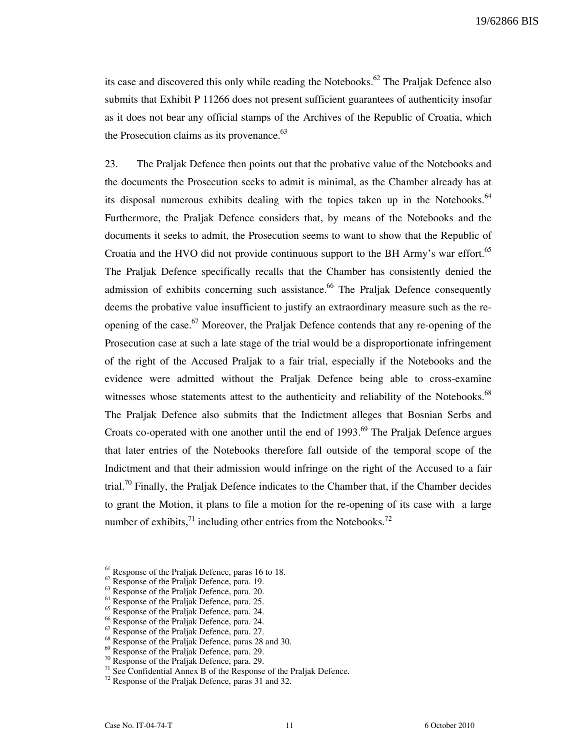its case and discovered this only while reading the Notebooks.[62] The Praljak Defence also submits that Exhibit P 11266 does not present sufficient guarantees of authenticity insofar as it does not bear any official stamps of the Archives of the Republic of Croatia, which the Prosecution claims as its provenance.[63]

23. The Praljak Defence then points out that the probative value of the Notebooks and the documents the Prosecution seeks to admit is minimal, as the Chamber already has at its disposal numerous exhibits dealing with the topics taken up in the Notebooks.[64] Furthermore, the Praljak Defence considers that, by means of the Notebooks and the documents it seeks to admit, the Prosecution seems to want to show that the Republic of Croatia and the HVO did not provide continuous support to the BH Army's war effort.[65] The Praljak Defence specifically recalls that the Chamber has consistently denied the admission of exhibits concerning such assistance.[66] The Praljak Defence consequently deems the probative value insufficient to justify an extraordinary measure such as the re-opening of the case.[67] Moreover, the Praljak Defence contends that any re-opening of the Prosecution case at such a late stage of the trial would be a disproportionate infringement of the right of the Accused Praljak to a fair trial, especially if the Notebooks and the evidence were admitted without the Praljak Defence being able to cross-examine witnesses whose statements attest to the authenticity and reliability of the Notebooks.[68] The Praljak Defence also submits that the Indictment alleges that Bosnian Serbs and Croats co-operated with one another until the end of 1993.[69] The Praljak Defence argues that later entries of the Notebooks therefore fall outside of the temporal scope of the Indictment and that their admission would infringe on the right of the Accused to a fair trial.[70] Finally, the Praljak Defence indicates to the Chamber that, if the Chamber decides to grant the Motion, it plans to file a motion for the re-opening of its case with a large number of exhibits,[71] including other entries from the Notebooks.[72]

---

[61] Response of the Praljak Defence, paras 16 to 18.
[62] Response of the Praljak Defence, para. 19.
[63] Response of the Praljak Defence, para. 20.
[64] Response of the Praljak Defence, para. 25.
[65] Response of the Praljak Defence, para. 24.
[66] Response of the Praljak Defence, para. 24.
[67] Response of the Praljak Defence, para. 27.
[68] Response of the Praljak Defence, paras 28 and 30.
[69] Response of the Praljak Defence, para. 29.
[70] Response of the Praljak Defence, para. 29.
[71] See Confidential Annex B of the Response of the Praljak Defence.
[72] Response of the Praljak Defence, paras 31 and 32.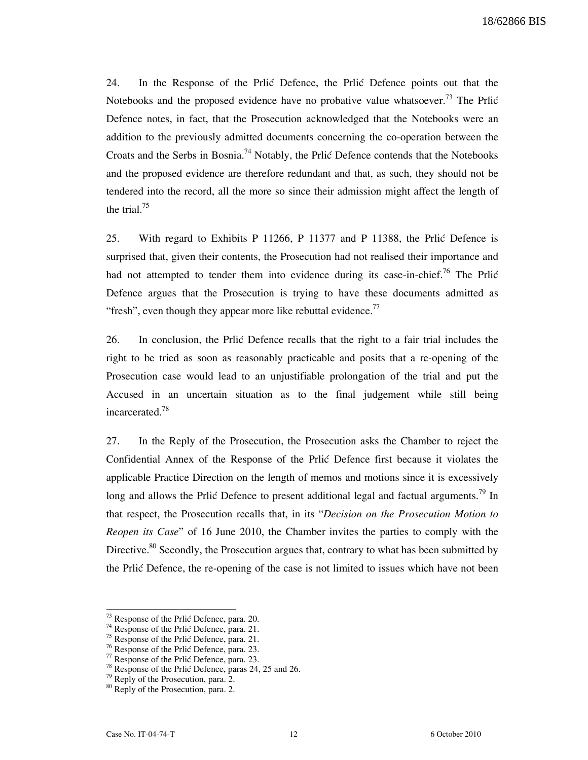24. In the Response of the Prlić Defence, the Prlić Defence points out that the Notebooks and the proposed evidence have no probative value whatsoever.[73] The Prlić Defence notes, in fact, that the Prosecution acknowledged that the Notebooks were an addition to the previously admitted documents concerning the co-operation between the Croats and the Serbs in Bosnia.[74] Notably, the Prlić Defence contends that the Notebooks and the proposed evidence are therefore redundant and that, as such, they should not be tendered into the record, all the more so since their admission might affect the length of the trial.[75]

25. With regard to Exhibits P 11266, P 11377 and P 11388, the Prlić Defence is surprised that, given their contents, the Prosecution had not realised their importance and had not attempted to tender them into evidence during its case-in-chief.[76] The Prlić Defence argues that the Prosecution is trying to have these documents admitted as "fresh", even though they appear more like rebuttal evidence.[77]

26. In conclusion, the Prlić Defence recalls that the right to a fair trial includes the right to be tried as soon as reasonably practicable and posits that a re-opening of the Prosecution case would lead to an unjustifiable prolongation of the trial and put the Accused in an uncertain situation as to the final judgement while still being incarcerated.[78]

27. In the Reply of the Prosecution, the Prosecution asks the Chamber to reject the Confidential Annex of the Response of the Prlić Defence first because it violates the applicable Practice Direction on the length of memos and motions since it is excessively long and allows the Prlić Defence to present additional legal and factual arguments.[79] In that respect, the Prosecution recalls that, in its "*Decision on the Prosecution Motion to Reopen its Case*" of 16 June 2010, the Chamber invites the parties to comply with the Directive.[80] Secondly, the Prosecution argues that, contrary to what has been submitted by the Prlić Defence, the re-opening of the case is not limited to issues which have not been

---

[73] Response of the Prlić Defence, para. 20.
[74] Response of the Prlić Defence, para. 21.
[75] Response of the Prlić Defence, para. 21.
[76] Response of the Prlić Defence, para. 23.
[77] Response of the Prlić Defence, para. 23.
[78] Response of the Prlić Defence, paras 24, 25 and 26.
[79] Reply of the Prosecution, para. 2.
[80] Reply of the Prosecution, para. 2.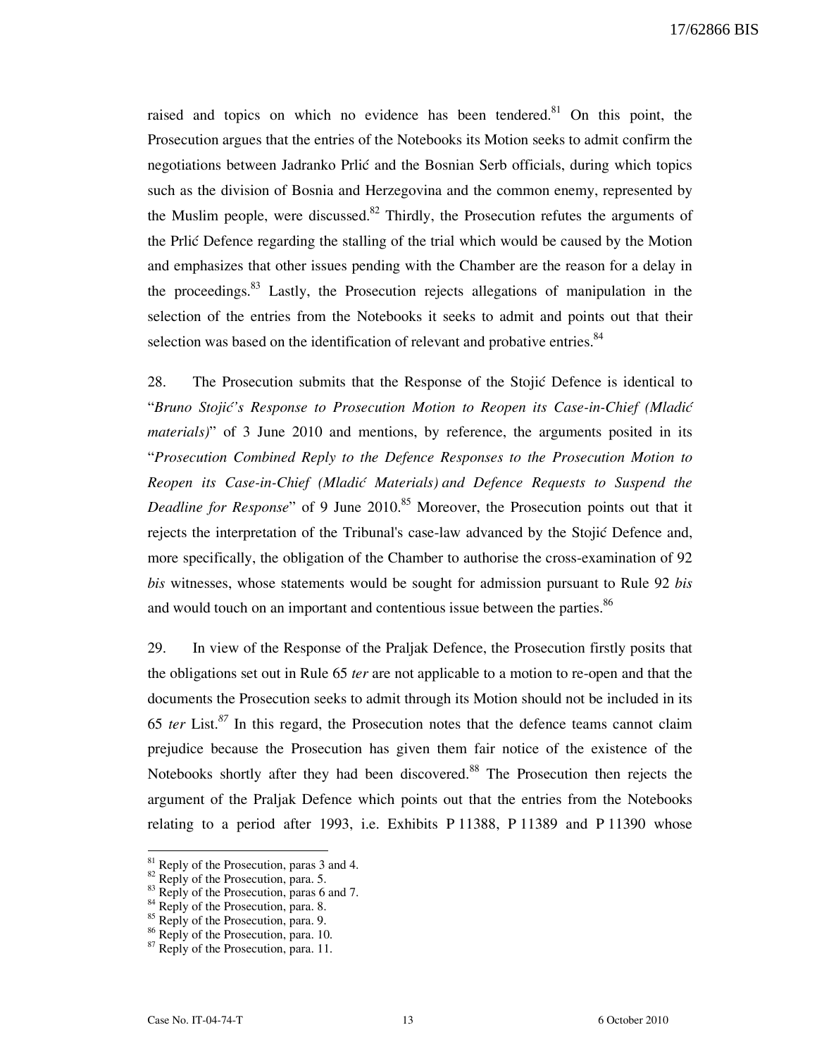raised and topics on which no evidence has been tendered.[81] On this point, the Prosecution argues that the entries of the Notebooks its Motion seeks to admit confirm the negotiations between Jadranko Prlić and the Bosnian Serb officials, during which topics such as the division of Bosnia and Herzegovina and the common enemy, represented by the Muslim people, were discussed.[82] Thirdly, the Prosecution refutes the arguments of the Prlić Defence regarding the stalling of the trial which would be caused by the Motion and emphasizes that other issues pending with the Chamber are the reason for a delay in the proceedings.[83] Lastly, the Prosecution rejects allegations of manipulation in the selection of the entries from the Notebooks it seeks to admit and points out that their selection was based on the identification of relevant and probative entries.[84]

28. The Prosecution submits that the Response of the Stojić Defence is identical to "*Bruno Stojić's Response to Prosecution Motion to Reopen its Case-in-Chief (Mladić materials)*" of 3 June 2010 and mentions, by reference, the arguments posited in its "*Prosecution Combined Reply to the Defence Responses to the Prosecution Motion to Reopen its Case-in-Chief (Mladić Materials) and Defence Requests to Suspend the Deadline for Response*" of 9 June 2010.[85] Moreover, the Prosecution points out that it rejects the interpretation of the Tribunal's case-law advanced by the Stojić Defence and, more specifically, the obligation of the Chamber to authorise the cross-examination of 92 *bis* witnesses, whose statements would be sought for admission pursuant to Rule 92 *bis* and would touch on an important and contentious issue between the parties.[86]

29. In view of the Response of the Praljak Defence, the Prosecution firstly posits that the obligations set out in Rule 65 *ter* are not applicable to a motion to re-open and that the documents the Prosecution seeks to admit through its Motion should not be included in its 65 *ter* List.[87] In this regard, the Prosecution notes that the defence teams cannot claim prejudice because the Prosecution has given them fair notice of the existence of the Notebooks shortly after they had been discovered.[88] The Prosecution then rejects the argument of the Praljak Defence which points out that the entries from the Notebooks relating to a period after 1993, i.e. Exhibits P 11388, P 11389 and P 11390 whose

---

[81] Reply of the Prosecution, paras 3 and 4.
[82] Reply of the Prosecution, para. 5.
[83] Reply of the Prosecution, paras 6 and 7.
[84] Reply of the Prosecution, para. 8.
[85] Reply of the Prosecution, para. 9.
[86] Reply of the Prosecution, para. 10.
[87] Reply of the Prosecution, para. 11.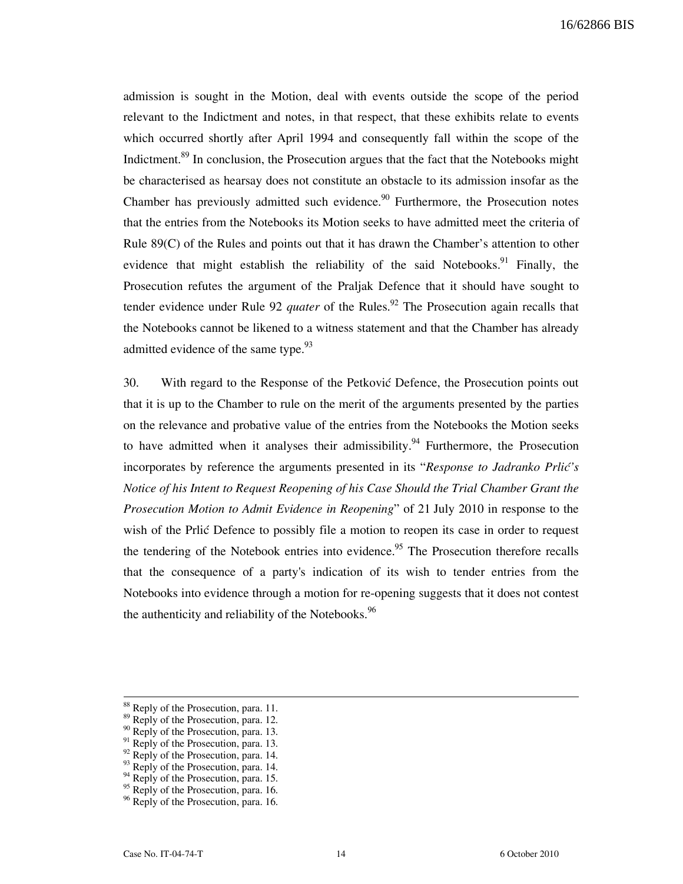admission is sought in the Motion, deal with events outside the scope of the period relevant to the Indictment and notes, in that respect, that these exhibits relate to events which occurred shortly after April 1994 and consequently fall within the scope of the Indictment.[89] In conclusion, the Prosecution argues that the fact that the Notebooks might be characterised as hearsay does not constitute an obstacle to its admission insofar as the Chamber has previously admitted such evidence.[90] Furthermore, the Prosecution notes that the entries from the Notebooks its Motion seeks to have admitted meet the criteria of Rule 89(C) of the Rules and points out that it has drawn the Chamber's attention to other evidence that might establish the reliability of the said Notebooks.[91] Finally, the Prosecution refutes the argument of the Praljak Defence that it should have sought to tender evidence under Rule 92 *quater* of the Rules.[92] The Prosecution again recalls that the Notebooks cannot be likened to a witness statement and that the Chamber has already admitted evidence of the same type.[93]

30. With regard to the Response of the Petković Defence, the Prosecution points out that it is up to the Chamber to rule on the merit of the arguments presented by the parties on the relevance and probative value of the entries from the Notebooks the Motion seeks to have admitted when it analyses their admissibility.[94] Furthermore, the Prosecution incorporates by reference the arguments presented in its "*Response to Jadranko Prlić's Notice of his Intent to Request Reopening of his Case Should the Trial Chamber Grant the Prosecution Motion to Admit Evidence in Reopening*" of 21 July 2010 in response to the wish of the Prlić Defence to possibly file a motion to reopen its case in order to request the tendering of the Notebook entries into evidence.[95] The Prosecution therefore recalls that the consequence of a party's indication of its wish to tender entries from the Notebooks into evidence through a motion for re-opening suggests that it does not contest the authenticity and reliability of the Notebooks.[96]

---

[88] Reply of the Prosecution, para. 11.
[89] Reply of the Prosecution, para. 12.
[90] Reply of the Prosecution, para. 13.
[91] Reply of the Prosecution, para. 13.
[92] Reply of the Prosecution, para. 14.
[93] Reply of the Prosecution, para. 14.
[94] Reply of the Prosecution, para. 15.
[95] Reply of the Prosecution, para. 16.
[96] Reply of the Prosecution, para. 16.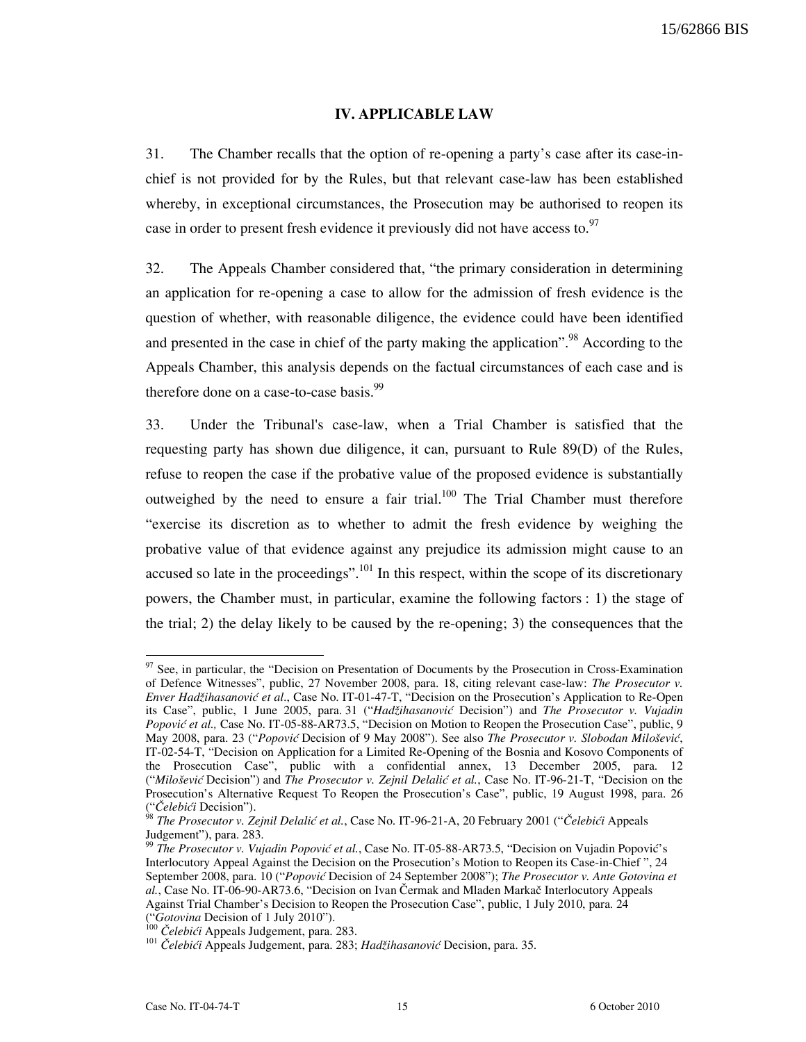## IV. APPLICABLE LAW

31. The Chamber recalls that the option of re-opening a party's case after its case-in-chief is not provided for by the Rules, but that relevant case-law has been established whereby, in exceptional circumstances, the Prosecution may be authorised to reopen its case in order to present fresh evidence it previously did not have access to.[97]

32. The Appeals Chamber considered that, "the primary consideration in determining an application for re-opening a case to allow for the admission of fresh evidence is the question of whether, with reasonable diligence, the evidence could have been identified and presented in the case in chief of the party making the application".[98] According to the Appeals Chamber, this analysis depends on the factual circumstances of each case and is therefore done on a case-to-case basis.[99]

33. Under the Tribunal's case-law, when a Trial Chamber is satisfied that the requesting party has shown due diligence, it can, pursuant to Rule 89(D) of the Rules, refuse to reopen the case if the probative value of the proposed evidence is substantially outweighed by the need to ensure a fair trial.[100] The Trial Chamber must therefore "exercise its discretion as to whether to admit the fresh evidence by weighing the probative value of that evidence against any prejudice its admission might cause to an accused so late in the proceedings".[101] In this respect, within the scope of its discretionary powers, the Chamber must, in particular, examine the following factors : 1) the stage of the trial; 2) the delay likely to be caused by the re-opening; 3) the consequences that the

---

[97] See, in particular, the "Decision on Presentation of Documents by the Prosecution in Cross-Examination of Defence Witnesses", public, 27 November 2008, para. 18, citing relevant case-law: *The Prosecutor v. Enver Hadžihasanović et al.*, Case No. IT-01-47-T, "Decision on the Prosecution's Application to Re-Open its Case", public, 1 June 2005, para. 31 ("*Hadžihasanović* Decision") and *The Prosecutor v. Vujadin Popović et al.,* Case No. IT-05-88-AR73.5, "Decision on Motion to Reopen the Prosecution Case", public, 9 May 2008, para. 23 ("*Popović* Decision of 9 May 2008"). See also *The Prosecutor v. Slobodan Milošević*, IT-02-54-T, "Decision on Application for a Limited Re-Opening of the Bosnia and Kosovo Components of the Prosecution Case", public with a confidential annex, 13 December 2005, para. 12 ("*Milošević* Decision") and *The Prosecutor v. Zejnil Delalić et al.*, Case No. IT-96-21-T, "Decision on the Prosecution's Alternative Request To Reopen the Prosecution's Case", public, 19 August 1998, para. 26 ("*Čelebići* Decision").

[98] *The Prosecutor v. Zejnil Delalić et al.*, Case No. IT-96-21-A, 20 February 2001 ("*Čelebići* Appeals Judgement"), para. 283.

[99] *The Prosecutor v. Vujadin Popović et al.*, Case No. IT-05-88-AR73.5, "Decision on Vujadin Popović's Interlocutory Appeal Against the Decision on the Prosecution's Motion to Reopen its Case-in-Chief ", 24 September 2008, para. 10 ("*Popović* Decision of 24 September 2008"); *The Prosecutor v. Ante Gotovina et al.*, Case No. IT-06-90-AR73.6, "Decision on Ivan Čermak and Mladen Markač Interlocutory Appeals Against Trial Chamber's Decision to Reopen the Prosecution Case", public, 1 July 2010, para. 24 ("*Gotovina* Decision of 1 July 2010").

[100] *Čelebići* Appeals Judgement, para. 283.

[101] *Čelebići* Appeals Judgement, para. 283; *Hadžihasanović* Decision, para. 35.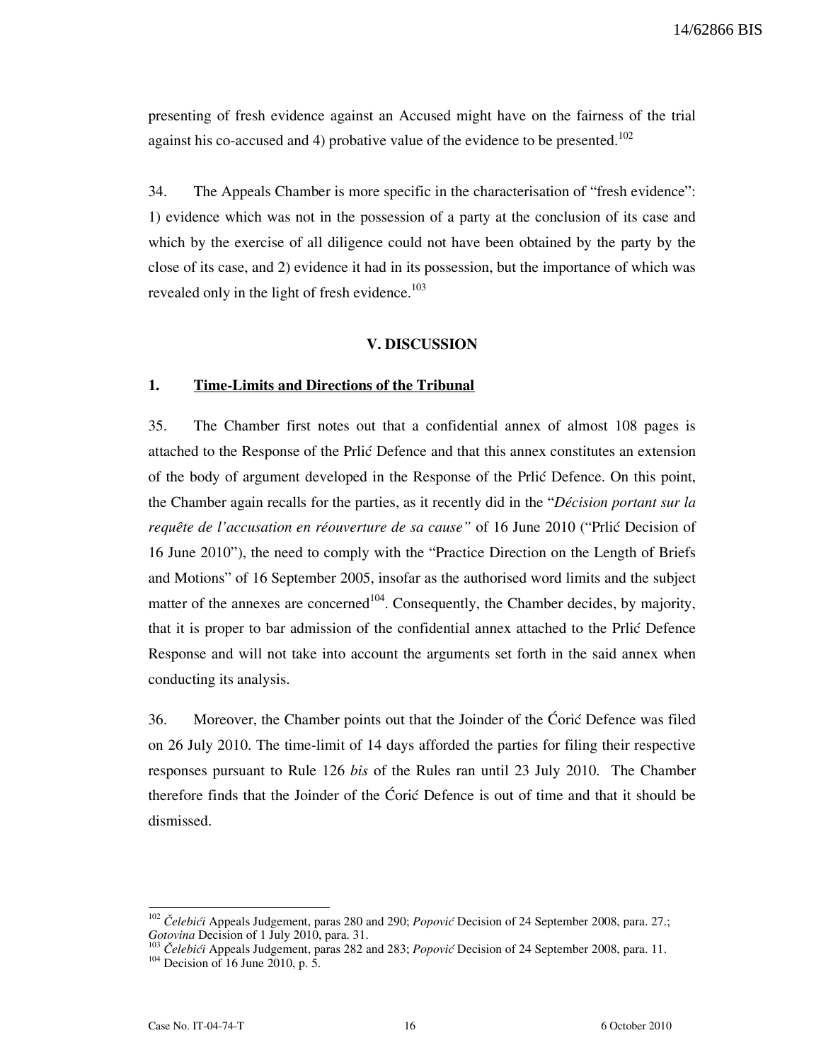presenting of fresh evidence against an Accused might have on the fairness of the trial against his co-accused and 4) probative value of the evidence to be presented.[102]

34. The Appeals Chamber is more specific in the characterisation of "fresh evidence": 1) evidence which was not in the possession of a party at the conclusion of its case and which by the exercise of all diligence could not have been obtained by the party by the close of its case, and 2) evidence it had in its possession, but the importance of which was revealed only in the light of fresh evidence.[103]

## V. DISCUSSION

### 1. Time-Limits and Directions of the Tribunal

35. The Chamber first notes out that a confidential annex of almost 108 pages is attached to the Response of the Prlić Defence and that this annex constitutes an extension of the body of argument developed in the Response of the Prlić Defence. On this point, the Chamber again recalls for the parties, as it recently did in the "*Décision portant sur la requête de l'accusation en réouverture de sa cause"* of 16 June 2010 ("Prlić Decision of 16 June 2010"), the need to comply with the "Practice Direction on the Length of Briefs and Motions" of 16 September 2005, insofar as the authorised word limits and the subject matter of the annexes are concerned[104]. Consequently, the Chamber decides, by majority, that it is proper to bar admission of the confidential annex attached to the Prlić Defence Response and will not take into account the arguments set forth in the said annex when conducting its analysis.

36. Moreover, the Chamber points out that the Joinder of the Ćorić Defence was filed on 26 July 2010. The time-limit of 14 days afforded the parties for filing their respective responses pursuant to Rule 126 *bis* of the Rules ran until 23 July 2010. The Chamber therefore finds that the Joinder of the Ćorić Defence is out of time and that it should be dismissed.

---

[102] *Čelebići* Appeals Judgement, paras 280 and 290; *Popović* Decision of 24 September 2008, para. 27.; *Gotovina* Decision of 1 July 2010, para. 31.

[103] *Čelebići* Appeals Judgement, paras 282 and 283; *Popović* Decision of 24 September 2008, para. 11.

[104] Decision of 16 June 2010, p. 5.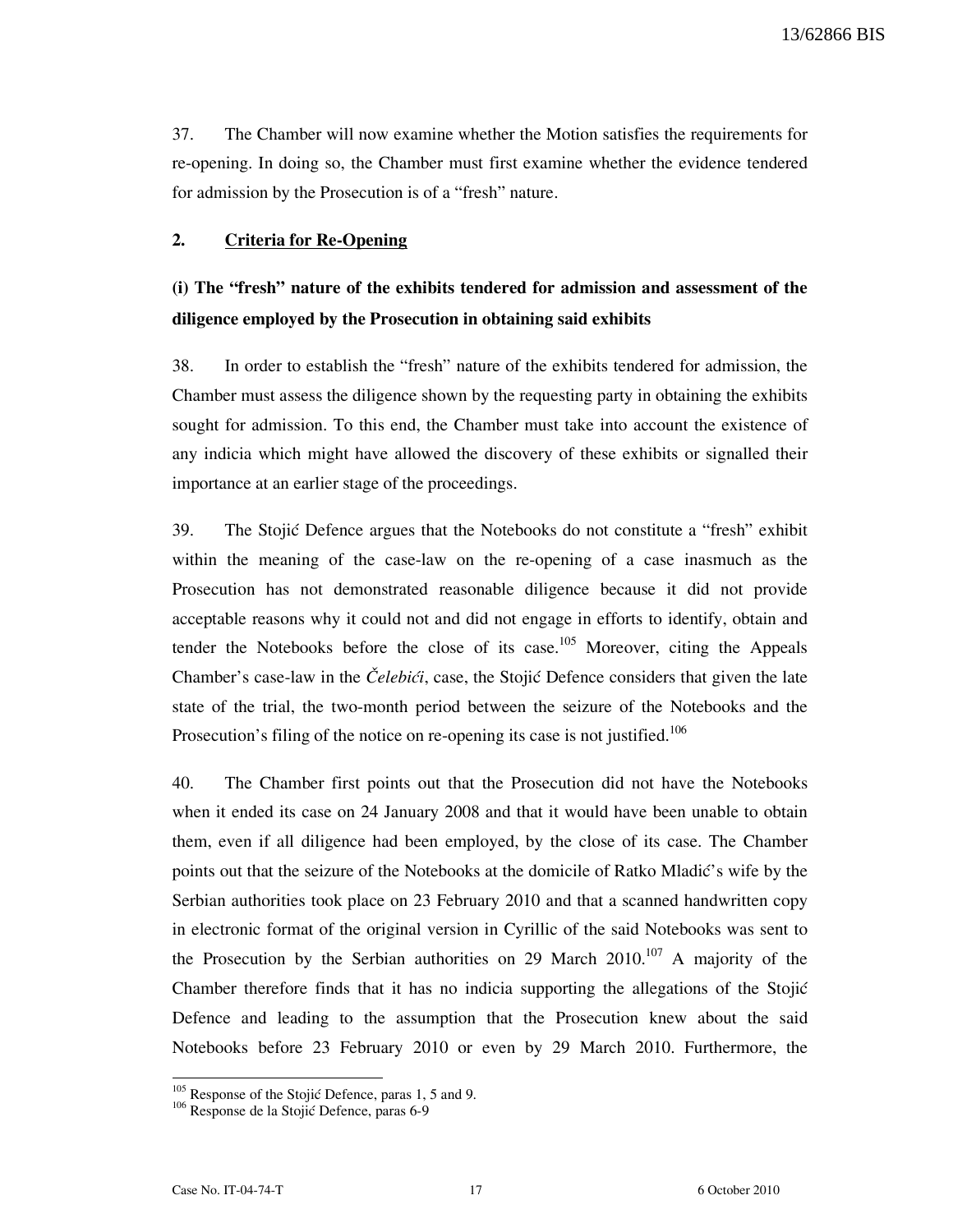37. The Chamber will now examine whether the Motion satisfies the requirements for re-opening. In doing so, the Chamber must first examine whether the evidence tendered for admission by the Prosecution is of a "fresh" nature.

## 2. Criteria for Re-Opening

### (i) The "fresh" nature of the exhibits tendered for admission and assessment of the diligence employed by the Prosecution in obtaining said exhibits

38. In order to establish the "fresh" nature of the exhibits tendered for admission, the Chamber must assess the diligence shown by the requesting party in obtaining the exhibits sought for admission. To this end, the Chamber must take into account the existence of any indicia which might have allowed the discovery of these exhibits or signalled their importance at an earlier stage of the proceedings.

39. The Stojić Defence argues that the Notebooks do not constitute a "fresh" exhibit within the meaning of the case-law on the re-opening of a case inasmuch as the Prosecution has not demonstrated reasonable diligence because it did not provide acceptable reasons why it could not and did not engage in efforts to identify, obtain and tender the Notebooks before the close of its case.[105] Moreover, citing the Appeals Chamber's case-law in the *Čelebići*, case, the Stojić Defence considers that given the late state of the trial, the two-month period between the seizure of the Notebooks and the Prosecution's filing of the notice on re-opening its case is not justified.[106]

40. The Chamber first points out that the Prosecution did not have the Notebooks when it ended its case on 24 January 2008 and that it would have been unable to obtain them, even if all diligence had been employed, by the close of its case. The Chamber points out that the seizure of the Notebooks at the domicile of Ratko Mladić's wife by the Serbian authorities took place on 23 February 2010 and that a scanned handwritten copy in electronic format of the original version in Cyrillic of the said Notebooks was sent to the Prosecution by the Serbian authorities on 29 March 2010.[107] A majority of the Chamber therefore finds that it has no indicia supporting the allegations of the Stojić Defence and leading to the assumption that the Prosecution knew about the said Notebooks before 23 February 2010 or even by 29 March 2010. Furthermore, the

---

[105] Response of the Stojić Defence, paras 1, 5 and 9.

[106] Response de la Stojić Defence, paras 6-9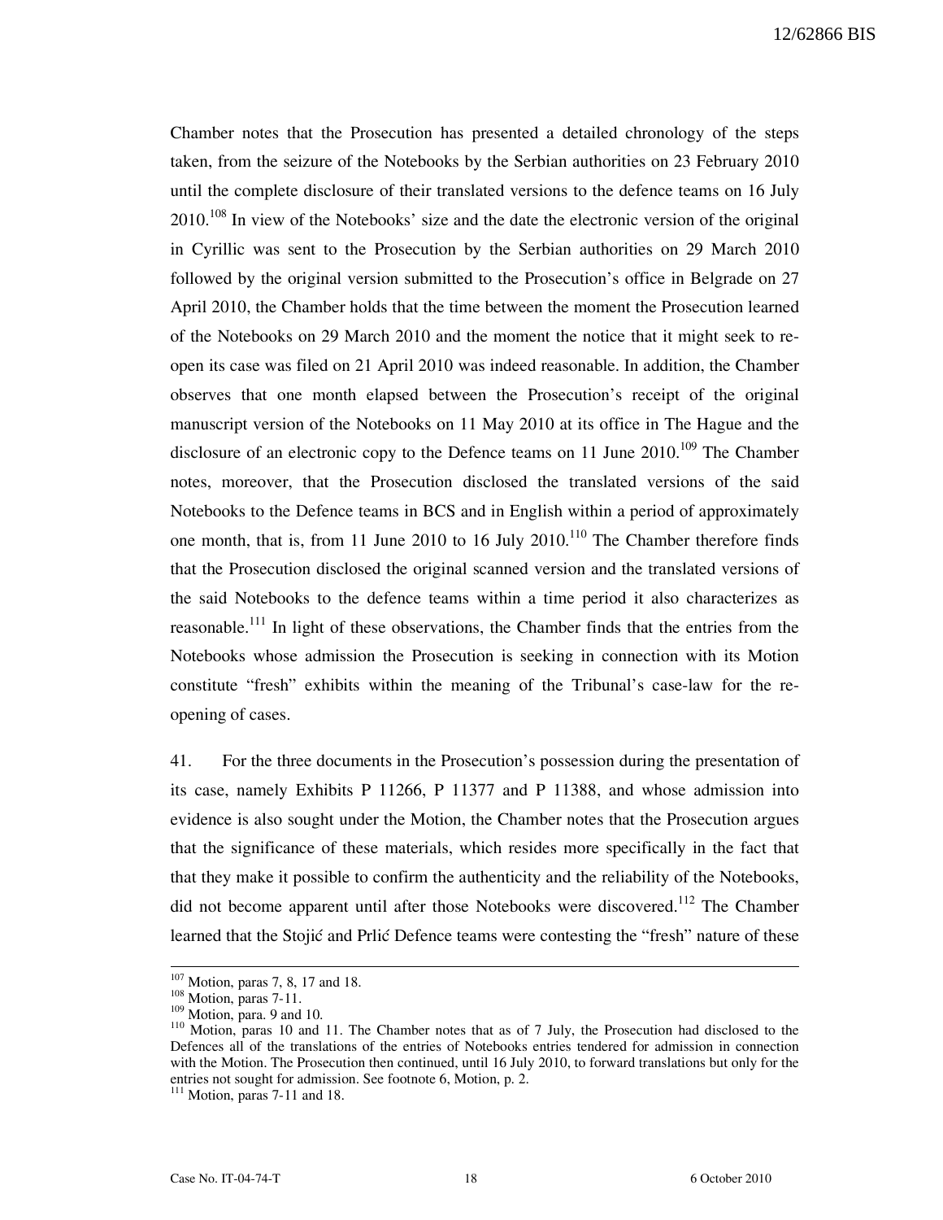Chamber notes that the Prosecution has presented a detailed chronology of the steps taken, from the seizure of the Notebooks by the Serbian authorities on 23 February 2010 until the complete disclosure of their translated versions to the defence teams on 16 July 2010.[108] In view of the Notebooks' size and the date the electronic version of the original in Cyrillic was sent to the Prosecution by the Serbian authorities on 29 March 2010 followed by the original version submitted to the Prosecution's office in Belgrade on 27 April 2010, the Chamber holds that the time between the moment the Prosecution learned of the Notebooks on 29 March 2010 and the moment the notice that it might seek to re-open its case was filed on 21 April 2010 was indeed reasonable. In addition, the Chamber observes that one month elapsed between the Prosecution's receipt of the original manuscript version of the Notebooks on 11 May 2010 at its office in The Hague and the disclosure of an electronic copy to the Defence teams on 11 June 2010.[109] The Chamber notes, moreover, that the Prosecution disclosed the translated versions of the said Notebooks to the Defence teams in BCS and in English within a period of approximately one month, that is, from 11 June 2010 to 16 July 2010.[110] The Chamber therefore finds that the Prosecution disclosed the original scanned version and the translated versions of the said Notebooks to the defence teams within a time period it also characterizes as reasonable.[111] In light of these observations, the Chamber finds that the entries from the Notebooks whose admission the Prosecution is seeking in connection with its Motion constitute "fresh" exhibits within the meaning of the Tribunal's case-law for the re-opening of cases.

41. For the three documents in the Prosecution's possession during the presentation of its case, namely Exhibits P 11266, P 11377 and P 11388, and whose admission into evidence is also sought under the Motion, the Chamber notes that the Prosecution argues that the significance of these materials, which resides more specifically in the fact that that they make it possible to confirm the authenticity and the reliability of the Notebooks, did not become apparent until after those Notebooks were discovered.[112] The Chamber learned that the Stojić and Prlić Defence teams were contesting the "fresh" nature of these

---

[107] Motion, paras 7, 8, 17 and 18.

[108] Motion, paras 7-11.

[109] Motion, para. 9 and 10.

[110] Motion, paras 10 and 11. The Chamber notes that as of 7 July, the Prosecution had disclosed to the Defences all of the translations of the entries of Notebooks entries tendered for admission in connection with the Motion. The Prosecution then continued, until 16 July 2010, to forward translations but only for the entries not sought for admission. See footnote 6, Motion, p. 2.

[111] Motion, paras 7-11 and 18.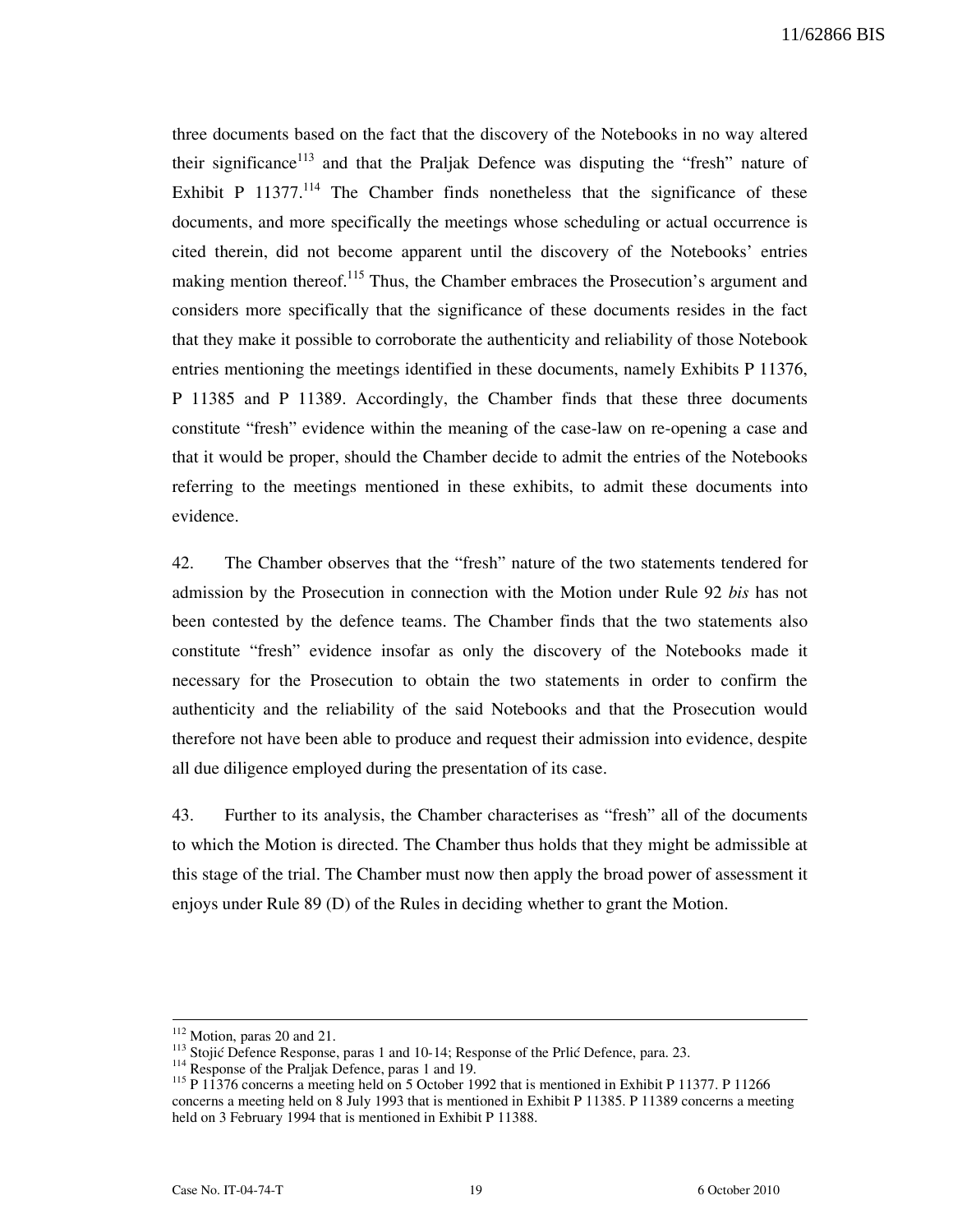three documents based on the fact that the discovery of the Notebooks in no way altered their significance[113] and that the Praljak Defence was disputing the "fresh" nature of Exhibit P 11377.[114] The Chamber finds nonetheless that the significance of these documents, and more specifically the meetings whose scheduling or actual occurrence is cited therein, did not become apparent until the discovery of the Notebooks' entries making mention thereof.[115] Thus, the Chamber embraces the Prosecution's argument and considers more specifically that the significance of these documents resides in the fact that they make it possible to corroborate the authenticity and reliability of those Notebook entries mentioning the meetings identified in these documents, namely Exhibits P 11376, P 11385 and P 11389. Accordingly, the Chamber finds that these three documents constitute "fresh" evidence within the meaning of the case-law on re-opening a case and that it would be proper, should the Chamber decide to admit the entries of the Notebooks referring to the meetings mentioned in these exhibits, to admit these documents into evidence.

42. The Chamber observes that the "fresh" nature of the two statements tendered for admission by the Prosecution in connection with the Motion under Rule 92 *bis* has not been contested by the defence teams. The Chamber finds that the two statements also constitute "fresh" evidence insofar as only the discovery of the Notebooks made it necessary for the Prosecution to obtain the two statements in order to confirm the authenticity and the reliability of the said Notebooks and that the Prosecution would therefore not have been able to produce and request their admission into evidence, despite all due diligence employed during the presentation of its case.

43. Further to its analysis, the Chamber characterises as "fresh" all of the documents to which the Motion is directed. The Chamber thus holds that they might be admissible at this stage of the trial. The Chamber must now then apply the broad power of assessment it enjoys under Rule 89 (D) of the Rules in deciding whether to grant the Motion.

---

[112] Motion, paras 20 and 21.

[113] Stojić Defence Response, paras 1 and 10-14; Response of the Prlić Defence, para. 23.

[114] Response of the Praljak Defence, paras 1 and 19.

[115] P 11376 concerns a meeting held on 5 October 1992 that is mentioned in Exhibit P 11377. P 11266 concerns a meeting held on 8 July 1993 that is mentioned in Exhibit P 11385. P 11389 concerns a meeting held on 3 February 1994 that is mentioned in Exhibit P 11388.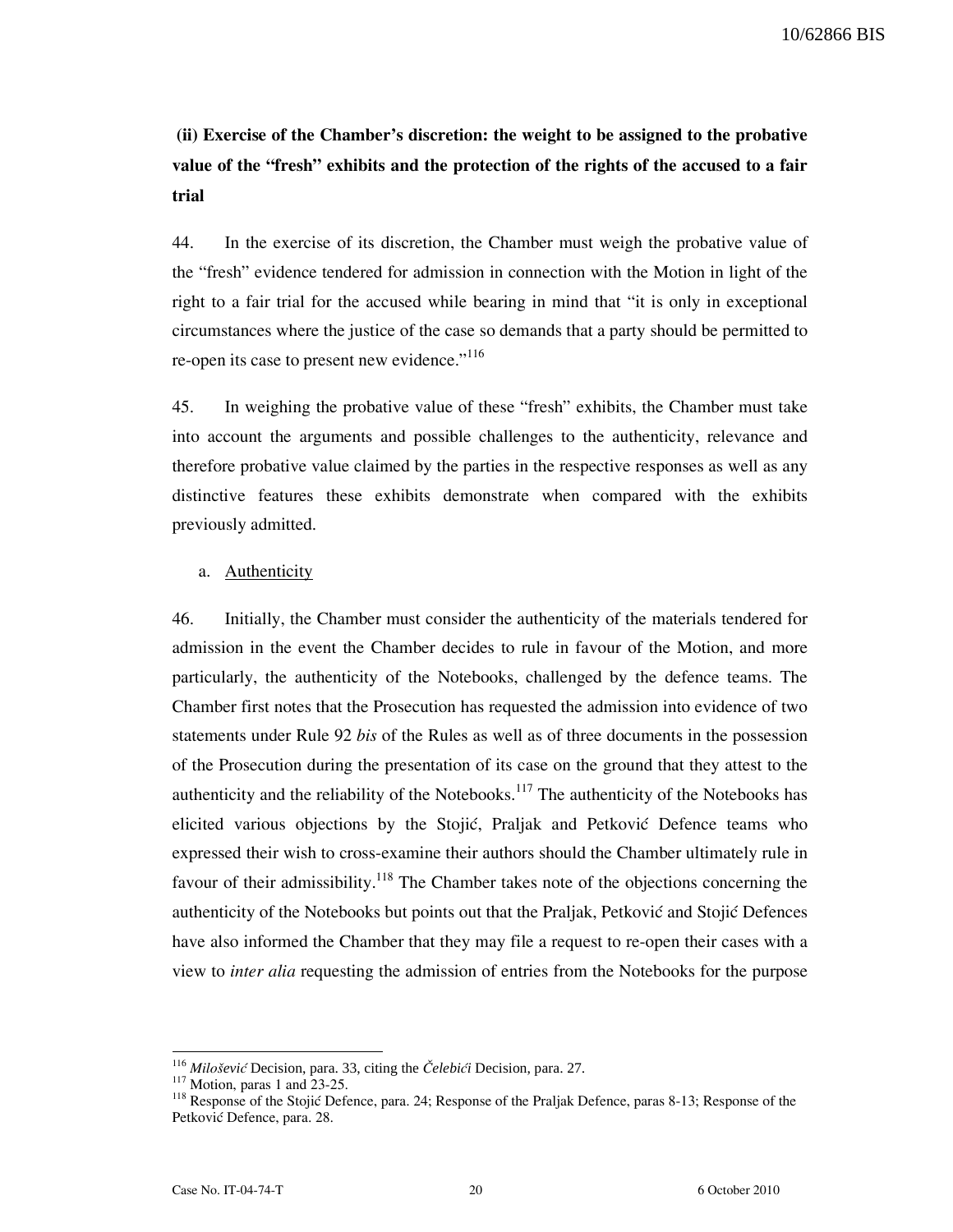**(ii) Exercise of the Chamber's discretion: the weight to be assigned to the probative value of the "fresh" exhibits and the protection of the rights of the accused to a fair trial**

44. In the exercise of its discretion, the Chamber must weigh the probative value of the "fresh" evidence tendered for admission in connection with the Motion in light of the right to a fair trial for the accused while bearing in mind that "it is only in exceptional circumstances where the justice of the case so demands that a party should be permitted to re-open its case to present new evidence."[116]

45. In weighing the probative value of these "fresh" exhibits, the Chamber must take into account the arguments and possible challenges to the authenticity, relevance and therefore probative value claimed by the parties in the respective responses as well as any distinctive features these exhibits demonstrate when compared with the exhibits previously admitted.

a. Authenticity

46. Initially, the Chamber must consider the authenticity of the materials tendered for admission in the event the Chamber decides to rule in favour of the Motion, and more particularly, the authenticity of the Notebooks, challenged by the defence teams. The Chamber first notes that the Prosecution has requested the admission into evidence of two statements under Rule 92 *bis* of the Rules as well as of three documents in the possession of the Prosecution during the presentation of its case on the ground that they attest to the authenticity and the reliability of the Notebooks.[117] The authenticity of the Notebooks has elicited various objections by the Stojić, Praljak and Petković Defence teams who expressed their wish to cross-examine their authors should the Chamber ultimately rule in favour of their admissibility.[118] The Chamber takes note of the objections concerning the authenticity of the Notebooks but points out that the Praljak, Petković and Stojić Defences have also informed the Chamber that they may file a request to re-open their cases with a view to *inter alia* requesting the admission of entries from the Notebooks for the purpose

---

[116] *Milošević* Decision, para. 33, citing the *Čelebići* Decision, para. 27.

[117] Motion, paras 1 and 23-25.

[118] Response of the Stojić Defence, para. 24; Response of the Praljak Defence, paras 8-13; Response of the Petković Defence, para. 28.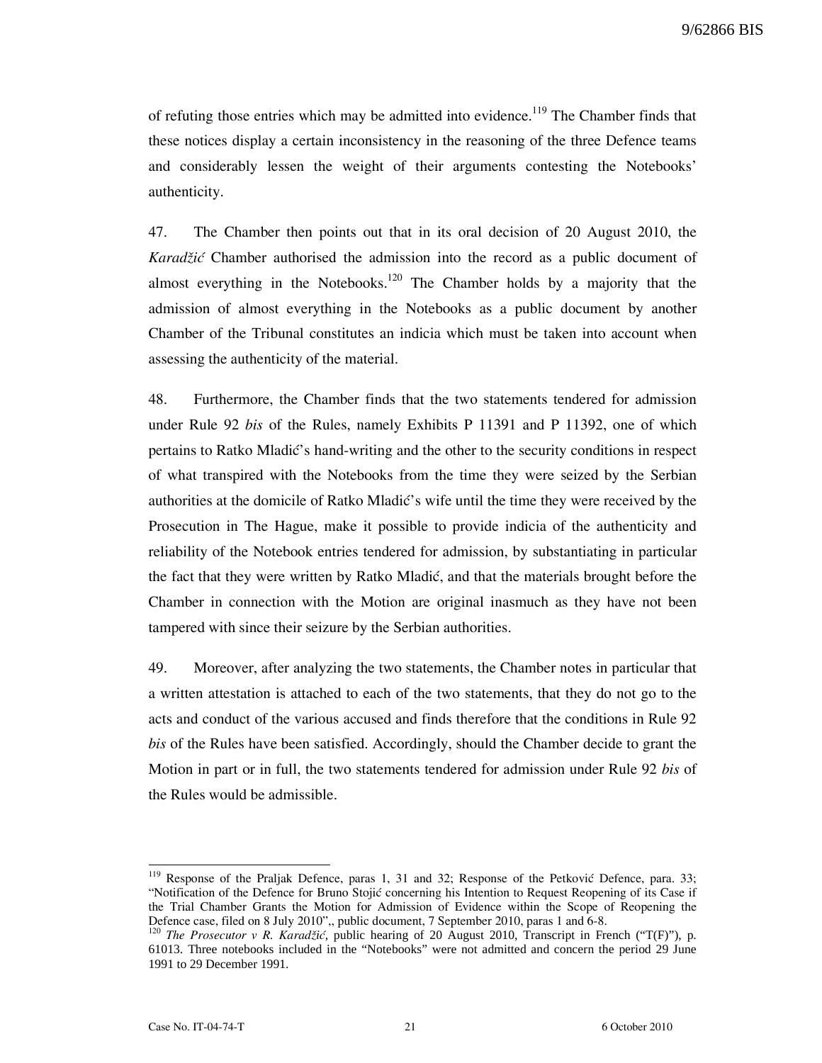of refuting those entries which may be admitted into evidence.[119] The Chamber finds that these notices display a certain inconsistency in the reasoning of the three Defence teams and considerably lessen the weight of their arguments contesting the Notebooks' authenticity.

47. The Chamber then points out that in its oral decision of 20 August 2010, the *Karadžić* Chamber authorised the admission into the record as a public document of almost everything in the Notebooks.[120] The Chamber holds by a majority that the admission of almost everything in the Notebooks as a public document by another Chamber of the Tribunal constitutes an indicia which must be taken into account when assessing the authenticity of the material.

48. Furthermore, the Chamber finds that the two statements tendered for admission under Rule 92 *bis* of the Rules, namely Exhibits P 11391 and P 11392, one of which pertains to Ratko Mladić's hand-writing and the other to the security conditions in respect of what transpired with the Notebooks from the time they were seized by the Serbian authorities at the domicile of Ratko Mladić's wife until the time they were received by the Prosecution in The Hague, make it possible to provide indicia of the authenticity and reliability of the Notebook entries tendered for admission, by substantiating in particular the fact that they were written by Ratko Mladić, and that the materials brought before the Chamber in connection with the Motion are original inasmuch as they have not been tampered with since their seizure by the Serbian authorities.

49. Moreover, after analyzing the two statements, the Chamber notes in particular that a written attestation is attached to each of the two statements, that they do not go to the acts and conduct of the various accused and finds therefore that the conditions in Rule 92 *bis* of the Rules have been satisfied. Accordingly, should the Chamber decide to grant the Motion in part or in full, the two statements tendered for admission under Rule 92 *bis* of the Rules would be admissible.

---

[119] Response of the Praljak Defence, paras 1, 31 and 32; Response of the Petković Defence, para. 33; "Notification of the Defence for Bruno Stojić concerning his Intention to Request Reopening of its Case if the Trial Chamber Grants the Motion for Admission of Evidence within the Scope of Reopening the Defence case, filed on 8 July 2010",, public document, 7 September 2010, paras 1 and 6-8.

[120] *The Prosecutor v R. Karadžić*, public hearing of 20 August 2010, Transcript in French ("T(F)"), p. 61013. Three notebooks included in the "Notebooks" were not admitted and concern the period 29 June 1991 to 29 December 1991.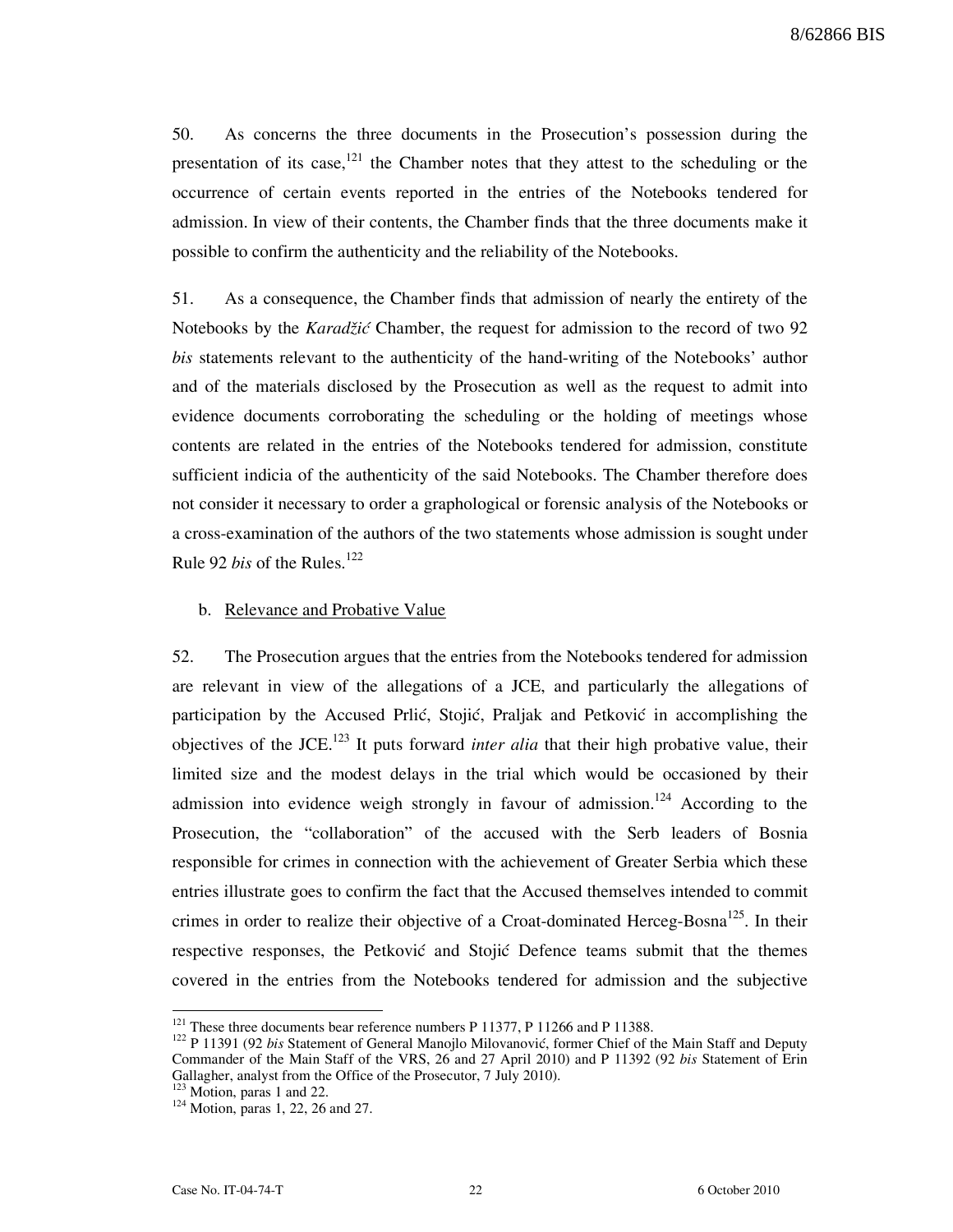50. As concerns the three documents in the Prosecution's possession during the presentation of its case,[121] the Chamber notes that they attest to the scheduling or the occurrence of certain events reported in the entries of the Notebooks tendered for admission. In view of their contents, the Chamber finds that the three documents make it possible to confirm the authenticity and the reliability of the Notebooks.

51. As a consequence, the Chamber finds that admission of nearly the entirety of the Notebooks by the *Karadžić* Chamber, the request for admission to the record of two 92 *bis* statements relevant to the authenticity of the hand-writing of the Notebooks' author and of the materials disclosed by the Prosecution as well as the request to admit into evidence documents corroborating the scheduling or the holding of meetings whose contents are related in the entries of the Notebooks tendered for admission, constitute sufficient indicia of the authenticity of the said Notebooks. The Chamber therefore does not consider it necessary to order a graphological or forensic analysis of the Notebooks or a cross-examination of the authors of the two statements whose admission is sought under Rule 92 *bis* of the Rules.[122]

b. Relevance and Probative Value

52. The Prosecution argues that the entries from the Notebooks tendered for admission are relevant in view of the allegations of a JCE, and particularly the allegations of participation by the Accused Prlić, Stojić, Praljak and Petković in accomplishing the objectives of the JCE.[123] It puts forward *inter alia* that their high probative value, their limited size and the modest delays in the trial which would be occasioned by their admission into evidence weigh strongly in favour of admission.[124] According to the Prosecution, the "collaboration" of the accused with the Serb leaders of Bosnia responsible for crimes in connection with the achievement of Greater Serbia which these entries illustrate goes to confirm the fact that the Accused themselves intended to commit crimes in order to realize their objective of a Croat-dominated Herceg-Bosna[125]. In their respective responses, the Petković and Stojić Defence teams submit that the themes covered in the entries from the Notebooks tendered for admission and the subjective

---

[121] These three documents bear reference numbers P 11377, P 11266 and P 11388.

[122] P 11391 (92 *bis* Statement of General Manojlo Milovanović, former Chief of the Main Staff and Deputy Commander of the Main Staff of the VRS, 26 and 27 April 2010) and P 11392 (92 *bis* Statement of Erin Gallagher, analyst from the Office of the Prosecutor, 7 July 2010).

[123] Motion, paras 1 and 22.

[124] Motion, paras 1, 22, 26 and 27.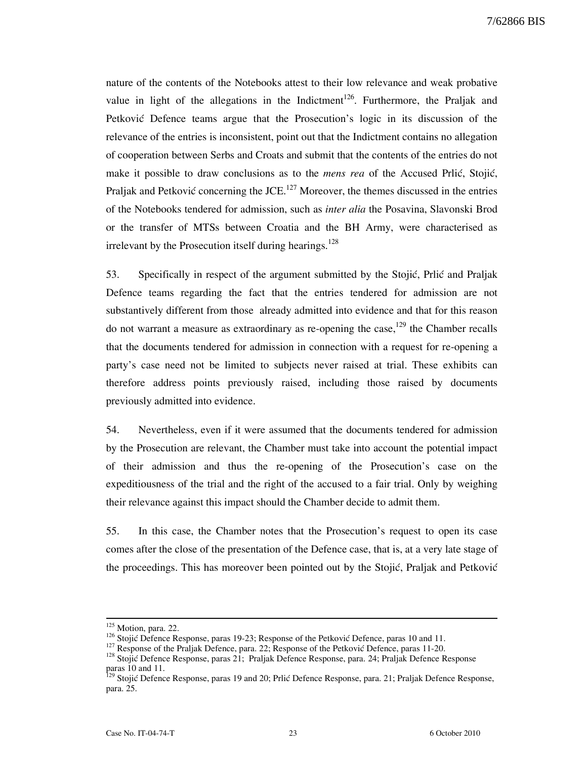nature of the contents of the Notebooks attest to their low relevance and weak probative value in light of the allegations in the Indictment[126]. Furthermore, the Praljak and Petković Defence teams argue that the Prosecution's logic in its discussion of the relevance of the entries is inconsistent, point out that the Indictment contains no allegation of cooperation between Serbs and Croats and submit that the contents of the entries do not make it possible to draw conclusions as to the *mens rea* of the Accused Prlić, Stojić, Praljak and Petković concerning the JCE.[127] Moreover, the themes discussed in the entries of the Notebooks tendered for admission, such as *inter alia* the Posavina, Slavonski Brod or the transfer of MTSs between Croatia and the BH Army, were characterised as irrelevant by the Prosecution itself during hearings.[128]

53. Specifically in respect of the argument submitted by the Stojić, Prlić and Praljak Defence teams regarding the fact that the entries tendered for admission are not substantively different from those already admitted into evidence and that for this reason do not warrant a measure as extraordinary as re-opening the case,[129] the Chamber recalls that the documents tendered for admission in connection with a request for re-opening a party's case need not be limited to subjects never raised at trial. These exhibits can therefore address points previously raised, including those raised by documents previously admitted into evidence.

54. Nevertheless, even if it were assumed that the documents tendered for admission by the Prosecution are relevant, the Chamber must take into account the potential impact of their admission and thus the re-opening of the Prosecution's case on the expeditiousness of the trial and the right of the accused to a fair trial. Only by weighing their relevance against this impact should the Chamber decide to admit them.

55. In this case, the Chamber notes that the Prosecution's request to open its case comes after the close of the presentation of the Defence case, that is, at a very late stage of the proceedings. This has moreover been pointed out by the Stojić, Praljak and Petković

---

[125] Motion, para. 22.

[126] Stojić Defence Response, paras 19-23; Response of the Petković Defence, paras 10 and 11.

[127] Response of the Praljak Defence, para. 22; Response of the Petković Defence, paras 11-20.

[128] Stojić Defence Response, paras 21; Praljak Defence Response, para. 24; Praljak Defence Response paras 10 and 11.

[129] Stojić Defence Response, paras 19 and 20; Prlić Defence Response, para. 21; Praljak Defence Response, para. 25.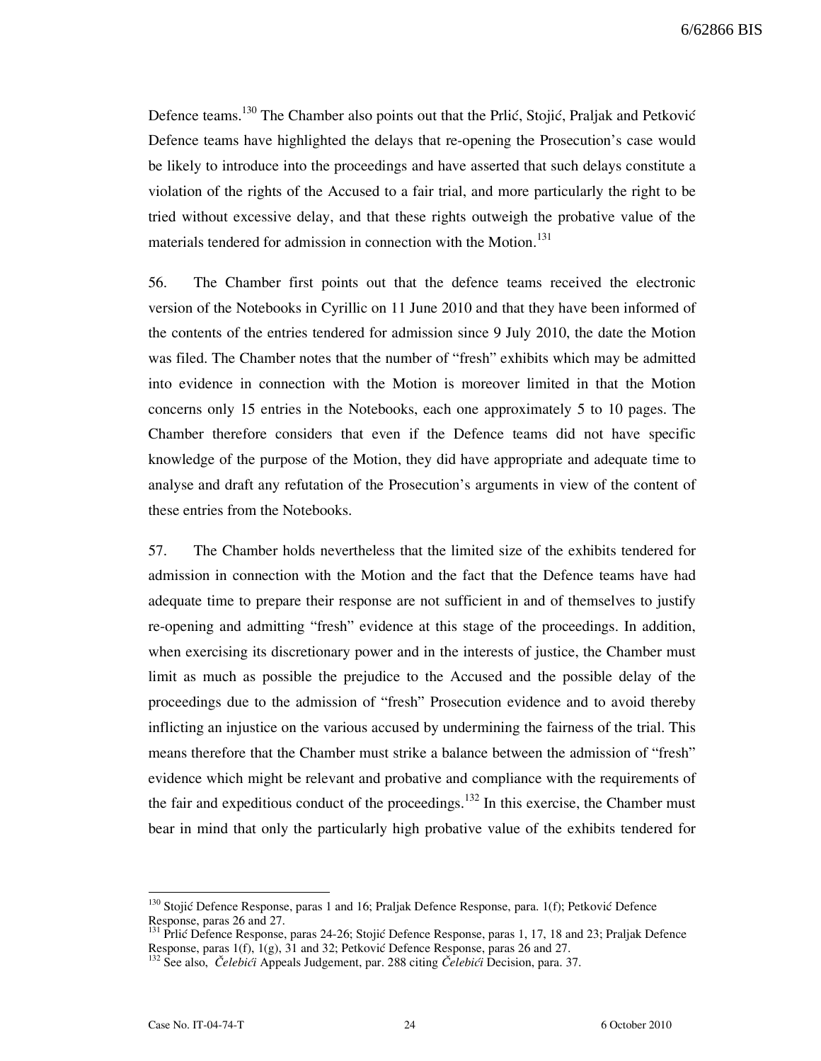Defence teams.[130] The Chamber also points out that the Prlić, Stojić, Praljak and Petković Defence teams have highlighted the delays that re-opening the Prosecution's case would be likely to introduce into the proceedings and have asserted that such delays constitute a violation of the rights of the Accused to a fair trial, and more particularly the right to be tried without excessive delay, and that these rights outweigh the probative value of the materials tendered for admission in connection with the Motion.[131]

56. The Chamber first points out that the defence teams received the electronic version of the Notebooks in Cyrillic on 11 June 2010 and that they have been informed of the contents of the entries tendered for admission since 9 July 2010, the date the Motion was filed. The Chamber notes that the number of "fresh" exhibits which may be admitted into evidence in connection with the Motion is moreover limited in that the Motion concerns only 15 entries in the Notebooks, each one approximately 5 to 10 pages. The Chamber therefore considers that even if the Defence teams did not have specific knowledge of the purpose of the Motion, they did have appropriate and adequate time to analyse and draft any refutation of the Prosecution's arguments in view of the content of these entries from the Notebooks.

57. The Chamber holds nevertheless that the limited size of the exhibits tendered for admission in connection with the Motion and the fact that the Defence teams have had adequate time to prepare their response are not sufficient in and of themselves to justify re-opening and admitting "fresh" evidence at this stage of the proceedings. In addition, when exercising its discretionary power and in the interests of justice, the Chamber must limit as much as possible the prejudice to the Accused and the possible delay of the proceedings due to the admission of "fresh" Prosecution evidence and to avoid thereby inflicting an injustice on the various accused by undermining the fairness of the trial. This means therefore that the Chamber must strike a balance between the admission of "fresh" evidence which might be relevant and probative and compliance with the requirements of the fair and expeditious conduct of the proceedings.[132] In this exercise, the Chamber must bear in mind that only the particularly high probative value of the exhibits tendered for

---

[130] Stojić Defence Response, paras 1 and 16; Praljak Defence Response, para. 1(f); Petković Defence Response, paras 26 and 27.

[131] Prlić Defence Response, paras 24-26; Stojić Defence Response, paras 1, 17, 18 and 23; Praljak Defence Response, paras 1(f), 1(g), 31 and 32; Petković Defence Response, paras 26 and 27.

[132] See also, *Čelebići* Appeals Judgement, par. 288 citing *Čelebići* Decision, para. 37.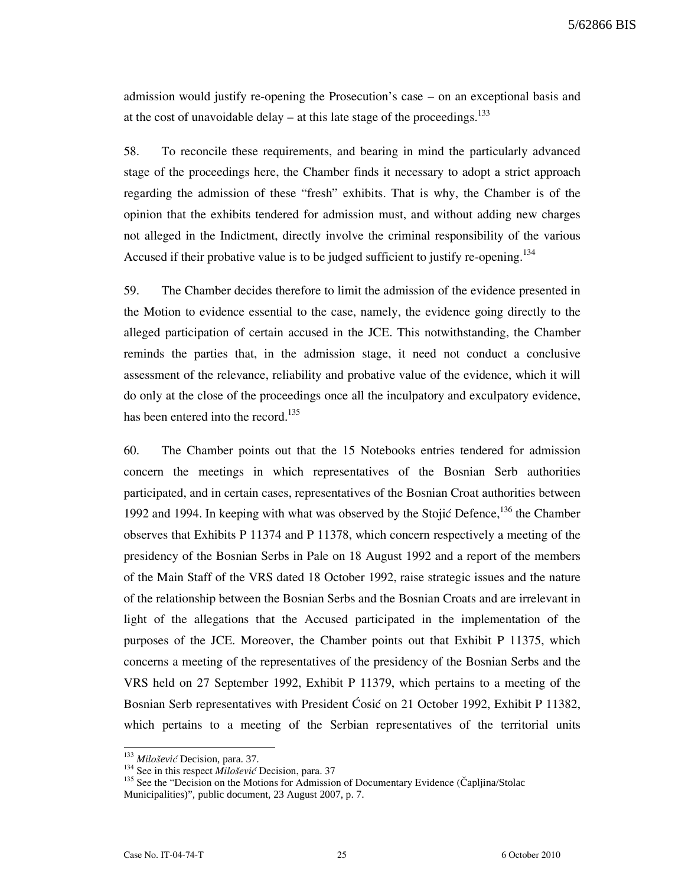admission would justify re-opening the Prosecution's case – on an exceptional basis and at the cost of unavoidable delay – at this late stage of the proceedings.[133]

58. To reconcile these requirements, and bearing in mind the particularly advanced stage of the proceedings here, the Chamber finds it necessary to adopt a strict approach regarding the admission of these "fresh" exhibits. That is why, the Chamber is of the opinion that the exhibits tendered for admission must, and without adding new charges not alleged in the Indictment, directly involve the criminal responsibility of the various Accused if their probative value is to be judged sufficient to justify re-opening.[134]

59. The Chamber decides therefore to limit the admission of the evidence presented in the Motion to evidence essential to the case, namely, the evidence going directly to the alleged participation of certain accused in the JCE. This notwithstanding, the Chamber reminds the parties that, in the admission stage, it need not conduct a conclusive assessment of the relevance, reliability and probative value of the evidence, which it will do only at the close of the proceedings once all the inculpatory and exculpatory evidence, has been entered into the record.[135]

60. The Chamber points out that the 15 Notebooks entries tendered for admission concern the meetings in which representatives of the Bosnian Serb authorities participated, and in certain cases, representatives of the Bosnian Croat authorities between 1992 and 1994. In keeping with what was observed by the Stojić Defence,[136] the Chamber observes that Exhibits P 11374 and P 11378, which concern respectively a meeting of the presidency of the Bosnian Serbs in Pale on 18 August 1992 and a report of the members of the Main Staff of the VRS dated 18 October 1992, raise strategic issues and the nature of the relationship between the Bosnian Serbs and the Bosnian Croats and are irrelevant in light of the allegations that the Accused participated in the implementation of the purposes of the JCE. Moreover, the Chamber points out that Exhibit P 11375, which concerns a meeting of the representatives of the presidency of the Bosnian Serbs and the VRS held on 27 September 1992, Exhibit P 11379, which pertains to a meeting of the Bosnian Serb representatives with President Ćosić on 21 October 1992, Exhibit P 11382, which pertains to a meeting of the Serbian representatives of the territorial units

---

[133] *Milošević* Decision, para. 37.

[134] See in this respect *Milošević* Decision, para. 37

[135] See the "Decision on the Motions for Admission of Documentary Evidence (Čapljina/Stolac Municipalities)", public document, 23 August 2007, p. 7.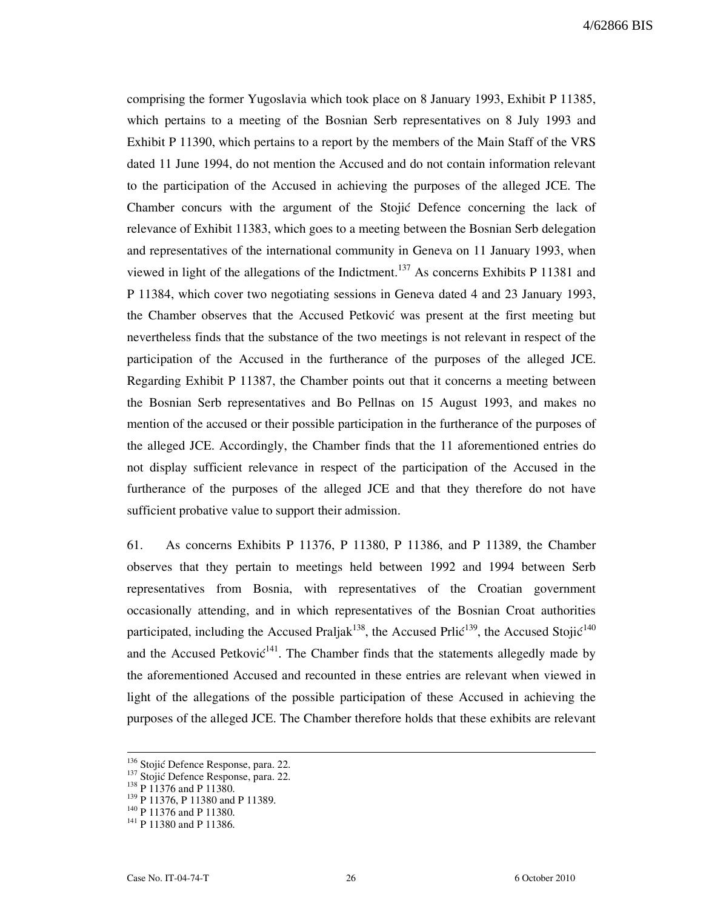comprising the former Yugoslavia which took place on 8 January 1993, Exhibit P 11385, which pertains to a meeting of the Bosnian Serb representatives on 8 July 1993 and Exhibit P 11390, which pertains to a report by the members of the Main Staff of the VRS dated 11 June 1994, do not mention the Accused and do not contain information relevant to the participation of the Accused in achieving the purposes of the alleged JCE. The Chamber concurs with the argument of the Stojić Defence concerning the lack of relevance of Exhibit 11383, which goes to a meeting between the Bosnian Serb delegation and representatives of the international community in Geneva on 11 January 1993, when viewed in light of the allegations of the Indictment.[137] As concerns Exhibits P 11381 and P 11384, which cover two negotiating sessions in Geneva dated 4 and 23 January 1993, the Chamber observes that the Accused Petković was present at the first meeting but nevertheless finds that the substance of the two meetings is not relevant in respect of the participation of the Accused in the furtherance of the purposes of the alleged JCE. Regarding Exhibit P 11387, the Chamber points out that it concerns a meeting between the Bosnian Serb representatives and Bo Pellnas on 15 August 1993, and makes no mention of the accused or their possible participation in the furtherance of the purposes of the alleged JCE. Accordingly, the Chamber finds that the 11 aforementioned entries do not display sufficient relevance in respect of the participation of the Accused in the furtherance of the purposes of the alleged JCE and that they therefore do not have sufficient probative value to support their admission.

61. As concerns Exhibits P 11376, P 11380, P 11386, and P 11389, the Chamber observes that they pertain to meetings held between 1992 and 1994 between Serb representatives from Bosnia, with representatives of the Croatian government occasionally attending, and in which representatives of the Bosnian Croat authorities participated, including the Accused Praljak[138], the Accused Prlić[139], the Accused Stojić[140] and the Accused Petković[141]. The Chamber finds that the statements allegedly made by the aforementioned Accused and recounted in these entries are relevant when viewed in light of the allegations of the possible participation of these Accused in achieving the purposes of the alleged JCE. The Chamber therefore holds that these exhibits are relevant

---

[136] Stojić Defence Response, para. 22.
[137] Stojić Defence Response, para. 22.
[138] P 11376 and P 11380.
[139] P 11376, P 11380 and P 11389.
[140] P 11376 and P 11380.
[141] P 11380 and P 11386.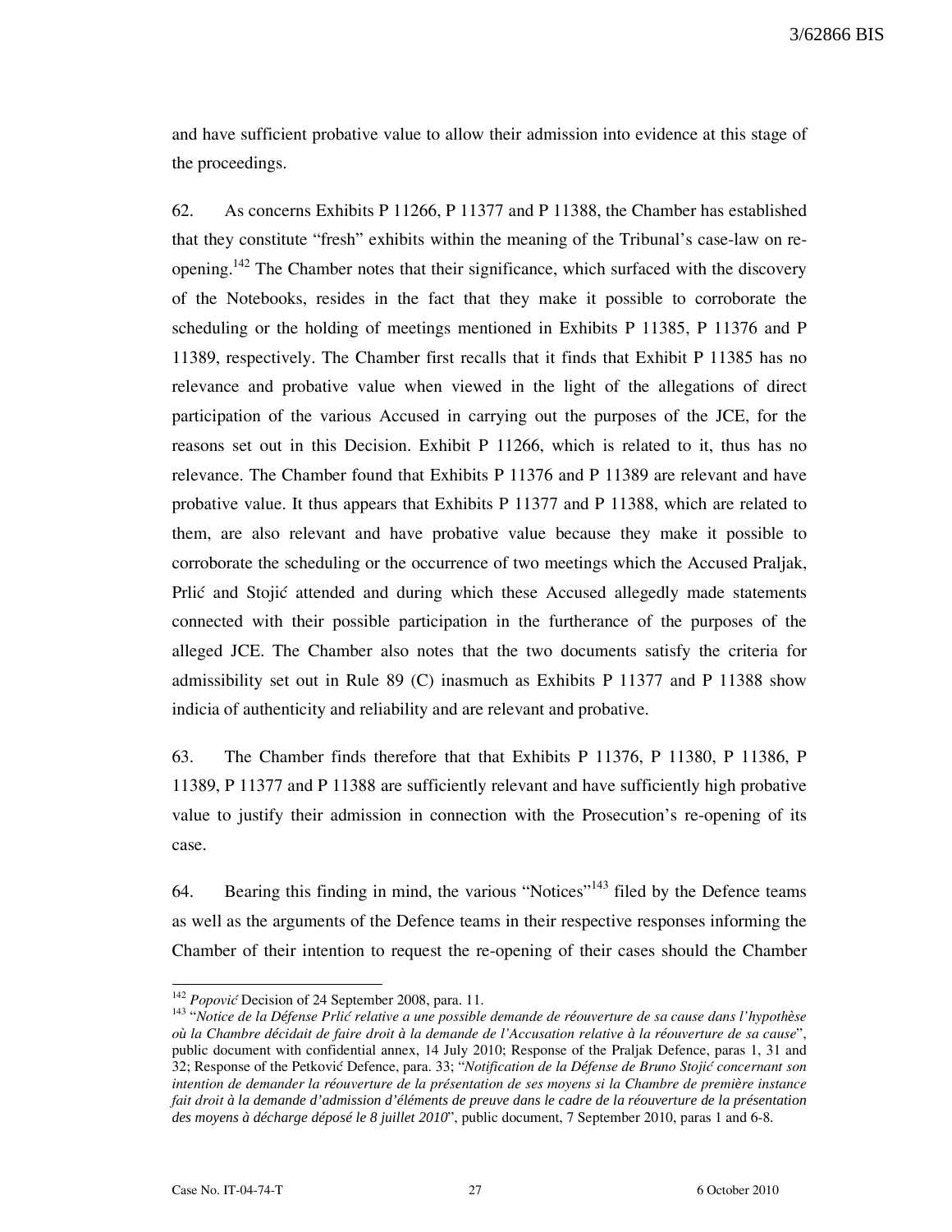and have sufficient probative value to allow their admission into evidence at this stage of the proceedings.

62. As concerns Exhibits P 11266, P 11377 and P 11388, the Chamber has established that they constitute "fresh" exhibits within the meaning of the Tribunal's case-law on re-opening.[142] The Chamber notes that their significance, which surfaced with the discovery of the Notebooks, resides in the fact that they make it possible to corroborate the scheduling or the holding of meetings mentioned in Exhibits P 11385, P 11376 and P 11389, respectively. The Chamber first recalls that it finds that Exhibit P 11385 has no relevance and probative value when viewed in the light of the allegations of direct participation of the various Accused in carrying out the purposes of the JCE, for the reasons set out in this Decision. Exhibit P 11266, which is related to it, thus has no relevance. The Chamber found that Exhibits P 11376 and P 11389 are relevant and have probative value. It thus appears that Exhibits P 11377 and P 11388, which are related to them, are also relevant and have probative value because they make it possible to corroborate the scheduling or the occurrence of two meetings which the Accused Praljak, Prlić and Stojić attended and during which these Accused allegedly made statements connected with their possible participation in the furtherance of the purposes of the alleged JCE. The Chamber also notes that the two documents satisfy the criteria for admissibility set out in Rule 89 (C) inasmuch as Exhibits P 11377 and P 11388 show indicia of authenticity and reliability and are relevant and probative.

63. The Chamber finds therefore that that Exhibits P 11376, P 11380, P 11386, P 11389, P 11377 and P 11388 are sufficiently relevant and have sufficiently high probative value to justify their admission in connection with the Prosecution's re-opening of its case.

64. Bearing this finding in mind, the various "Notices"[143] filed by the Defence teams as well as the arguments of the Defence teams in their respective responses informing the Chamber of their intention to request the re-opening of their cases should the Chamber

---

[142] *Popović* Decision of 24 September 2008, para. 11.

[143] "*Notice de la Défense Prlić relative a une possible demande de réouverture de sa cause dans l'hypothèse où la Chambre décidait de faire droit à la demande de l'Accusation relative à la réouverture de sa cause*", public document with confidential annex, 14 July 2010; Response of the Praljak Defence, paras 1, 31 and 32; Response of the Petković Defence, para. 33; "*Notification de la Défense de Bruno Stojić concernant son intention de demander la réouverture de la présentation de ses moyens si la Chambre de première instance fait droit à la demande d'admission d'éléments de preuve dans le cadre de la réouverture de la présentation des moyens à décharge déposé le 8 juillet 2010*", public document, 7 September 2010, paras 1 and 6-8.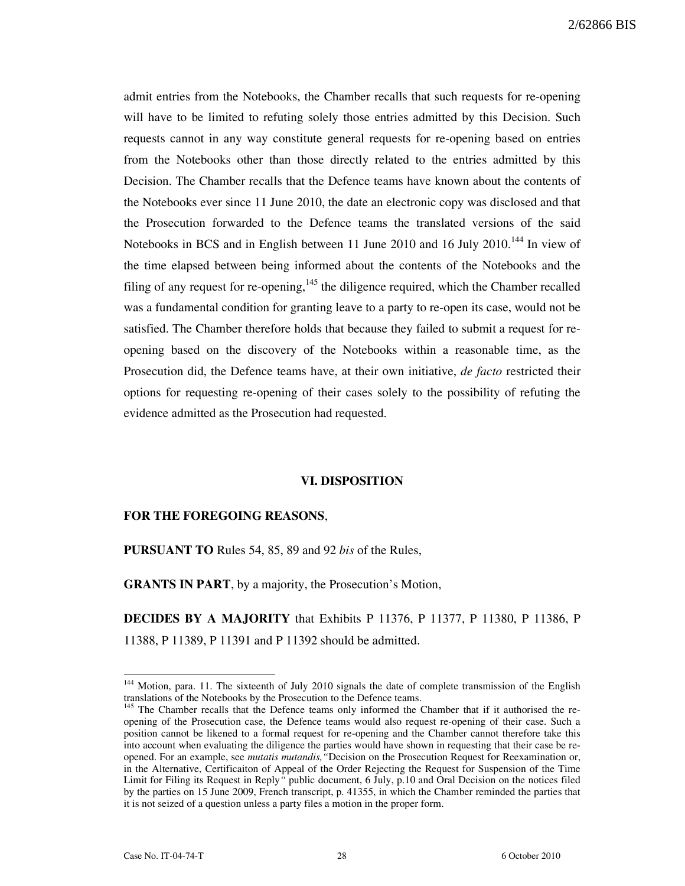admit entries from the Notebooks, the Chamber recalls that such requests for re-opening will have to be limited to refuting solely those entries admitted by this Decision. Such requests cannot in any way constitute general requests for re-opening based on entries from the Notebooks other than those directly related to the entries admitted by this Decision. The Chamber recalls that the Defence teams have known about the contents of the Notebooks ever since 11 June 2010, the date an electronic copy was disclosed and that the Prosecution forwarded to the Defence teams the translated versions of the said Notebooks in BCS and in English between 11 June 2010 and 16 July 2010.[144] In view of the time elapsed between being informed about the contents of the Notebooks and the filing of any request for re-opening,[145] the diligence required, which the Chamber recalled was a fundamental condition for granting leave to a party to re-open its case, would not be satisfied. The Chamber therefore holds that because they failed to submit a request for re-opening based on the discovery of the Notebooks within a reasonable time, as the Prosecution did, the Defence teams have, at their own initiative, *de facto* restricted their options for requesting re-opening of their cases solely to the possibility of refuting the evidence admitted as the Prosecution had requested.

## VI. DISPOSITION

**FOR THE FOREGOING REASONS**,

**PURSUANT TO** Rules 54, 85, 89 and 92 *bis* of the Rules,

**GRANTS IN PART**, by a majority, the Prosecution's Motion,

**DECIDES BY A MAJORITY** that Exhibits P 11376, P 11377, P 11380, P 11386, P 11388, P 11389, P 11391 and P 11392 should be admitted.

---

[144] Motion, para. 11. The sixteenth of July 2010 signals the date of complete transmission of the English translations of the Notebooks by the Prosecution to the Defence teams.

[145] The Chamber recalls that the Defence teams only informed the Chamber that if it authorised the re-opening of the Prosecution case, the Defence teams would also request re-opening of their case. Such a position cannot be likened to a formal request for re-opening and the Chamber cannot therefore take this into account when evaluating the diligence the parties would have shown in requesting that their case be re-opened. For an example, see *mutatis mutandis,* "Decision on the Prosecution Request for Reexamination or, in the Alternative, Certificaiton of Appeal of the Order Rejecting the Request for Suspension of the Time Limit for Filing its Request in Reply" public document, 6 July, p.10 and Oral Decision on the notices filed by the parties on 15 June 2009, French transcript, p. 41355, in which the Chamber reminded the parties that it is not seized of a question unless a party files a motion in the proper form.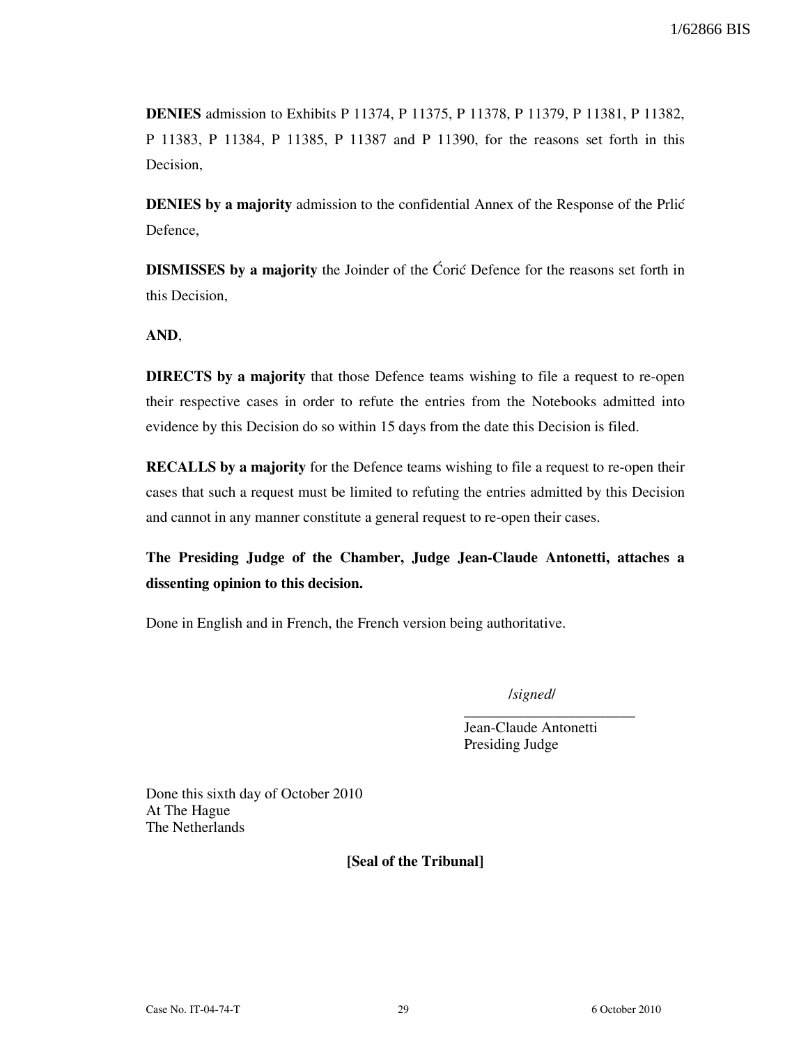**DENIES** admission to Exhibits P 11374, P 11375, P 11378, P 11379, P 11381, P 11382, P 11383, P 11384, P 11385, P 11387 and P 11390, for the reasons set forth in this Decision,

**DENIES by a majority** admission to the confidential Annex of the Response of the Prlić Defence,

**DISMISSES by a majority** the Joinder of the Ćorić Defence for the reasons set forth in this Decision,

**AND**,

**DIRECTS by a majority** that those Defence teams wishing to file a request to re-open their respective cases in order to refute the entries from the Notebooks admitted into evidence by this Decision do so within 15 days from the date this Decision is filed.

**RECALLS by a majority** for the Defence teams wishing to file a request to re-open their cases that such a request must be limited to refuting the entries admitted by this Decision and cannot in any manner constitute a general request to re-open their cases.

**The Presiding Judge of the Chamber, Judge Jean-Claude Antonetti, attaches a dissenting opinion to this decision.**

Done in English and in French, the French version being authoritative.

/*signed*/

_______________________

Jean-Claude Antonetti
Presiding Judge

Done this sixth day of October 2010
At The Hague
The Netherlands

**[Seal of the Tribunal]**